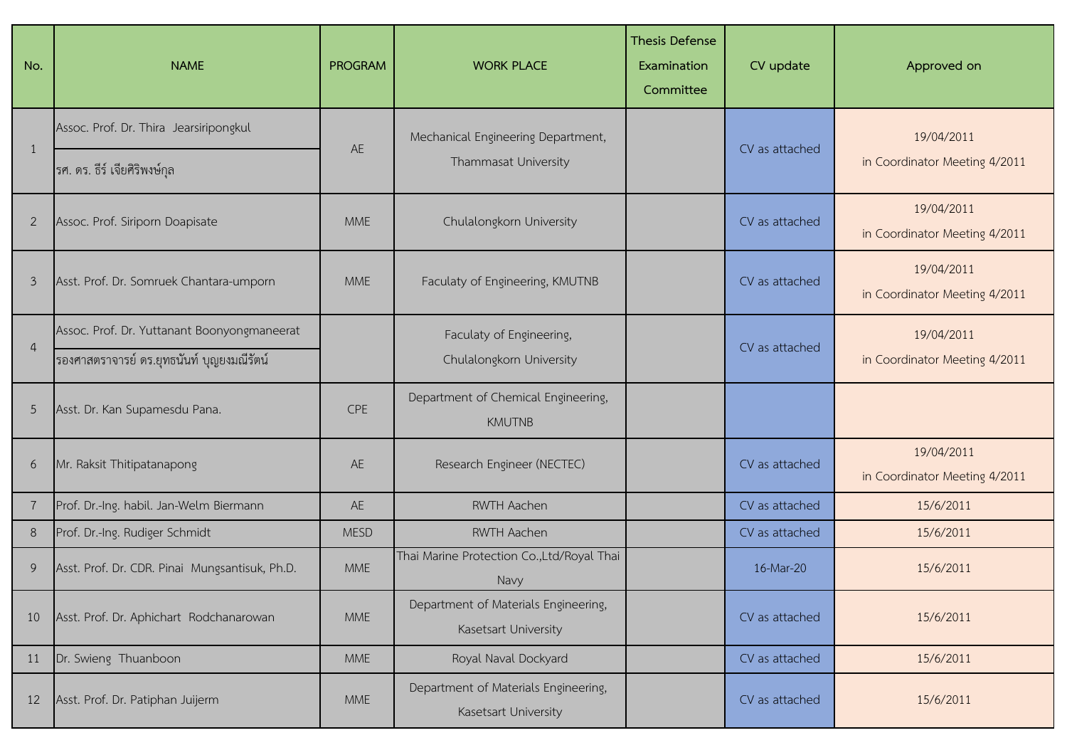| No. | NAME | PROGRAM | WORK PLACE | Thesis Defense Examination Committee | CV update | Approved on |
|---|---|---|---|---|---|---|
| 1 | Assoc. Prof. Dr. Thira Jearsiripongkul<br>รศ. ดร. ธีร์ เจียศิริพงษ์กุล | AE | Mechanical Engineering Department, Thammasat University | | CV as attached | 19/04/2011 in Coordinator Meeting 4/2011 |
| 2 | Assoc. Prof. Siriporn Doapisate | MME | Chulalongkorn University | | CV as attached | 19/04/2011 in Coordinator Meeting 4/2011 |
| 3 | Asst. Prof. Dr. Somruek Chantara-umporn | MME | Faculaty of Engineering, KMUTNB | | CV as attached | 19/04/2011 in Coordinator Meeting 4/2011 |
| 4 | Assoc. Prof. Dr. Yuttanant Boonyongmaneerat<br>รองศาสตราจารย์ ดร.ยุทธนันท์ บุญยงมณีรัตน์ | | Faculaty of Engineering, Chulalongkorn University | | CV as attached | 19/04/2011 in Coordinator Meeting 4/2011 |
| 5 | Asst. Dr. Kan Supamesdu Pana. | CPE | Department of Chemical Engineering, KMUTNB | | | |
| 6 | Mr. Raksit Thitipatanapong | AE | Research Engineer (NECTEC) | | CV as attached | 19/04/2011 in Coordinator Meeting 4/2011 |
| 7 | Prof. Dr.-Ing. habil. Jan-Welm Biermann | AE | RWTH Aachen | | CV as attached | 15/6/2011 |
| 8 | Prof. Dr.-Ing. Rudiger Schmidt | MESD | RWTH Aachen | | CV as attached | 15/6/2011 |
| 9 | Asst. Prof. Dr. CDR. Pinai Mungsantisuk, Ph.D. | MME | Thai Marine Protection Co.,Ltd/Royal Thai Navy | | 16-Mar-20 | 15/6/2011 |
| 10 | Asst. Prof. Dr. Aphichart Rodchanarowan | MME | Department of Materials Engineering, Kasetsart University | | CV as attached | 15/6/2011 |
| 11 | Dr. Swieng Thuanboon | MME | Royal Naval Dockyard | | CV as attached | 15/6/2011 |
| 12 | Asst. Prof. Dr. Patiphan Juijerm | MME | Department of Materials Engineering, Kasetsart University | | CV as attached | 15/6/2011 |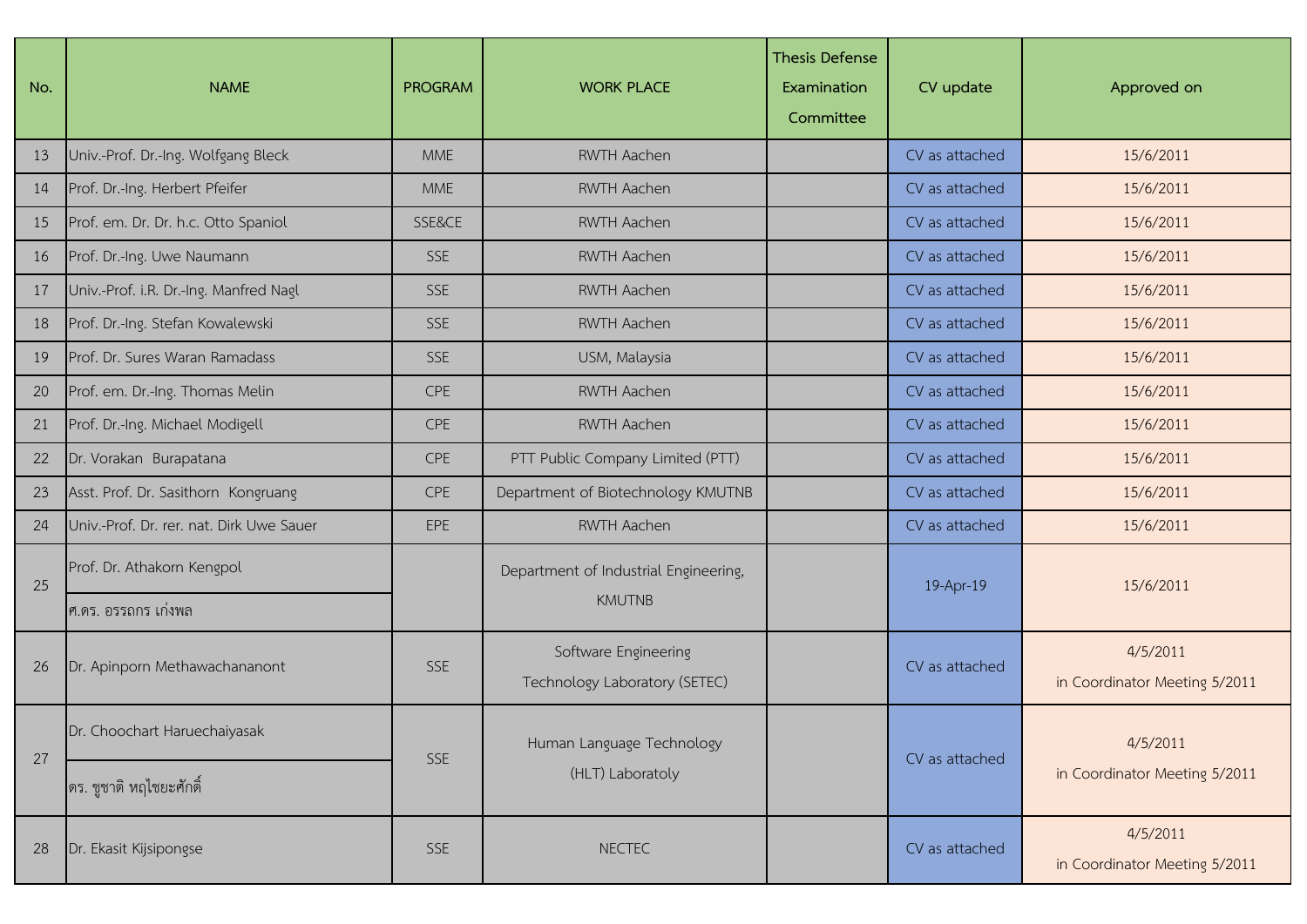| No. | NAME | PROGRAM | WORK PLACE | Thesis Defense Examination Committee | CV update | Approved on |
|---|---|---|---|---|---|---|
| 13 | Univ.-Prof. Dr.-Ing. Wolfgang Bleck | MME | RWTH Aachen | | CV as attached | 15/6/2011 |
| 14 | Prof. Dr.-Ing. Herbert Pfeifer | MME | RWTH Aachen | | CV as attached | 15/6/2011 |
| 15 | Prof. em. Dr. Dr. h.c. Otto Spaniol | SSE&CE | RWTH Aachen | | CV as attached | 15/6/2011 |
| 16 | Prof. Dr.-Ing. Uwe Naumann | SSE | RWTH Aachen | | CV as attached | 15/6/2011 |
| 17 | Univ.-Prof. i.R. Dr.-Ing. Manfred Nagl | SSE | RWTH Aachen | | CV as attached | 15/6/2011 |
| 18 | Prof. Dr.-Ing. Stefan Kowalewski | SSE | RWTH Aachen | | CV as attached | 15/6/2011 |
| 19 | Prof. Dr. Sures Waran Ramadass | SSE | USM, Malaysia | | CV as attached | 15/6/2011 |
| 20 | Prof. em. Dr.-Ing. Thomas Melin | CPE | RWTH Aachen | | CV as attached | 15/6/2011 |
| 21 | Prof. Dr.-Ing. Michael Modigell | CPE | RWTH Aachen | | CV as attached | 15/6/2011 |
| 22 | Dr. Vorakan Burapatana | CPE | PTT Public Company Limited (PTT) | | CV as attached | 15/6/2011 |
| 23 | Asst. Prof. Dr. Sasithorn Kongruang | CPE | Department of Biotechnology KMUTNB | | CV as attached | 15/6/2011 |
| 24 | Univ.-Prof. Dr. rer. nat. Dirk Uwe Sauer | EPE | RWTH Aachen | | CV as attached | 15/6/2011 |
| 25 | Prof. Dr. Athakorn Kengpol<br>ศ.ดร. อรรถกร เก่งพล | | Department of Industrial Engineering, KMUTNB | | 19-Apr-19 | 15/6/2011 |
| 26 | Dr. Apinporn Methawachananont | SSE | Software Engineering Technology Laboratory (SETEC) | | CV as attached | 4/5/2011 in Coordinator Meeting 5/2011 |
| 27 | Dr. Choochart Haruechaiyasak<br>ดร. ชูชาติ หฤไชยะศักดิ์ | SSE | Human Language Technology (HLT) Laboratoly | | CV as attached | 4/5/2011 in Coordinator Meeting 5/2011 |
| 28 | Dr. Ekasit Kijsipongse | SSE | NECTEC | | CV as attached | 4/5/2011 in Coordinator Meeting 5/2011 |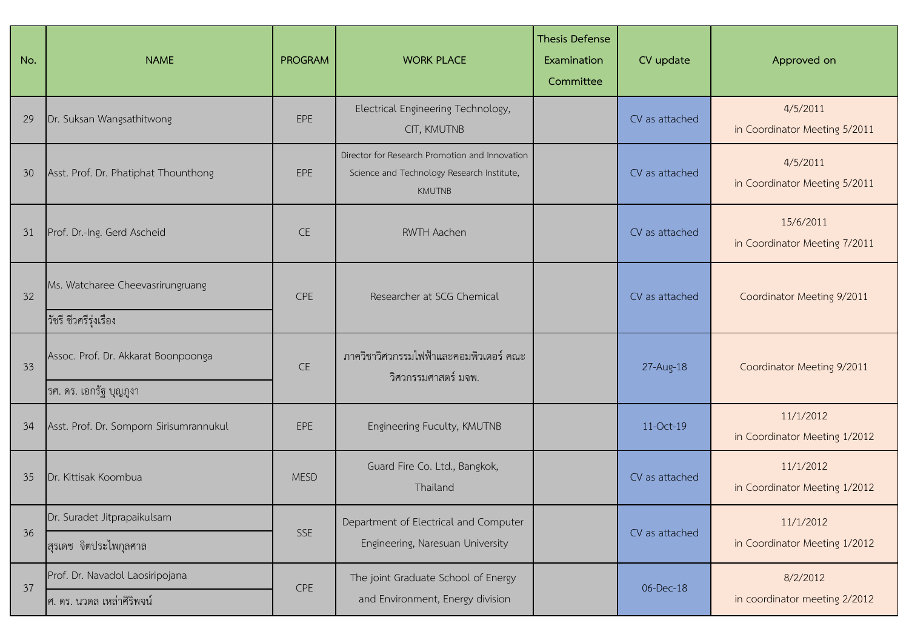| No. | NAME | PROGRAM | WORK PLACE | Thesis Defense Examination Committee | CV update | Approved on |
|---|---|---|---|---|---|---|
| 29 | Dr. Suksan Wangsathitwong | EPE | Electrical Engineering Technology, CIT, KMUTNB | | CV as attached | 4/5/2011 in Coordinator Meeting 5/2011 |
| 30 | Asst. Prof. Dr. Phatiphat Thounthong | EPE | Director for Research Promotion and Innovation Science and Technology Research Institute, KMUTNB | | CV as attached | 4/5/2011 in Coordinator Meeting 5/2011 |
| 31 | Prof. Dr.-Ing. Gerd Ascheid | CE | RWTH Aachen | | CV as attached | 15/6/2011 in Coordinator Meeting 7/2011 |
| 32 | Ms. Watcharee Cheevasrirungruang<br>วัชรี ชีวศรีรุ่งเรือง | CPE | Researcher at SCG Chemical | | CV as attached | Coordinator Meeting 9/2011 |
| 33 | Assoc. Prof. Dr. Akkarat Boonpoonga<br>รศ. ดร. เอกรัฐ บุญภูงา | CE | ภาควิชาวิศวกรรมไฟฟ้าและคอมพิวเตอร์ คณะวิศวกรรมศาสตร์ มจพ. | | 27-Aug-18 | Coordinator Meeting 9/2011 |
| 34 | Asst. Prof. Dr. Somporn Sirisumrannukul | EPE | Engineering Fuculty, KMUTNB | | 11-Oct-19 | 11/1/2012 in Coordinator Meeting 1/2012 |
| 35 | Dr. Kittisak Koombua | MESD | Guard Fire Co. Ltd., Bangkok, Thailand | | CV as attached | 11/1/2012 in Coordinator Meeting 1/2012 |
| 36 | Dr. Suradet Jitprapaikulsarn<br>สุรเดช จิตประไพกุลศาล | SSE | Department of Electrical and Computer Engineering, Naresuan University | | CV as attached | 11/1/2012 in Coordinator Meeting 1/2012 |
| 37 | Prof. Dr. Navadol Laosiripojana<br>ศ. ดร. นวดล เหล่าศิริพจน์ | CPE | The joint Graduate School of Energy and Environment, Energy division | | 06-Dec-18 | 8/2/2012 in coordinator meeting 2/2012 |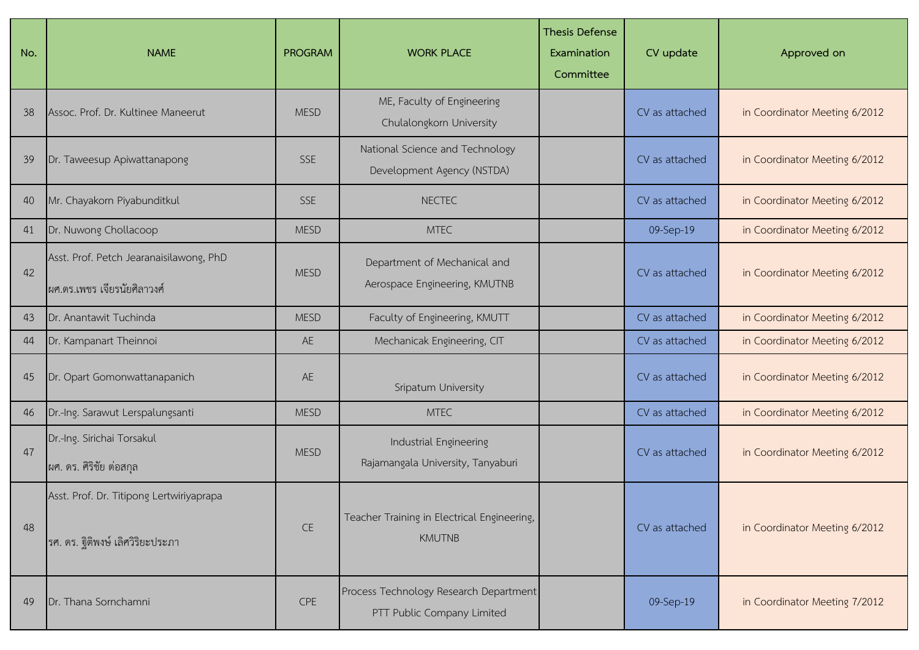| No. | NAME | PROGRAM | WORK PLACE | Thesis Defense Examination Committee | CV update | Approved on |
|---|---|---|---|---|---|---|
| 38 | Assoc. Prof. Dr. Kultinee Maneerut | MESD | ME, Faculty of Engineering Chulalongkorn University | | CV as attached | in Coordinator Meeting 6/2012 |
| 39 | Dr. Taweesup Apiwattanapong | SSE | National Science and Technology Development Agency (NSTDA) | | CV as attached | in Coordinator Meeting 6/2012 |
| 40 | Mr. Chayakorn Piyabunditkul | SSE | NECTEC | | CV as attached | in Coordinator Meeting 6/2012 |
| 41 | Dr. Nuwong Chollacoop | MESD | MTEC | | 09-Sep-19 | in Coordinator Meeting 6/2012 |
| 42 | Asst. Prof. Petch Jearanaisilawong, PhD ผศ.ดร.เพชร เจียรนัยศิลาวงศ์ | MESD | Department of Mechanical and Aerospace Engineering, KMUTNB | | CV as attached | in Coordinator Meeting 6/2012 |
| 43 | Dr. Anantawit Tuchinda | MESD | Faculty of Engineering, KMUTT | | CV as attached | in Coordinator Meeting 6/2012 |
| 44 | Dr. Kampanart Theinnoi | AE | Mechanicak Engineering, CIT | | CV as attached | in Coordinator Meeting 6/2012 |
| 45 | Dr. Opart Gomonwattanapanich | AE | Sripatum University | | CV as attached | in Coordinator Meeting 6/2012 |
| 46 | Dr.-Ing. Sarawut Lerspalungsanti | MESD | MTEC | | CV as attached | in Coordinator Meeting 6/2012 |
| 47 | Dr.-Ing. Sirichai Torsakul ผศ. ดร. ศิริชัย ต่อสกุล | MESD | Industrial Engineering Rajamangala University, Tanyaburi | | CV as attached | in Coordinator Meeting 6/2012 |
| 48 | Asst. Prof. Dr. Titipong Lertwiriyaprapa รศ. ดร. ฐิติพงษ์ เลิศวิริยะประภา | CE | Teacher Training in Electrical Engineering, KMUTNB | | CV as attached | in Coordinator Meeting 6/2012 |
| 49 | Dr. Thana Sornchamni | CPE | Process Technology Research Department PTT Public Company Limited | | 09-Sep-19 | in Coordinator Meeting 7/2012 |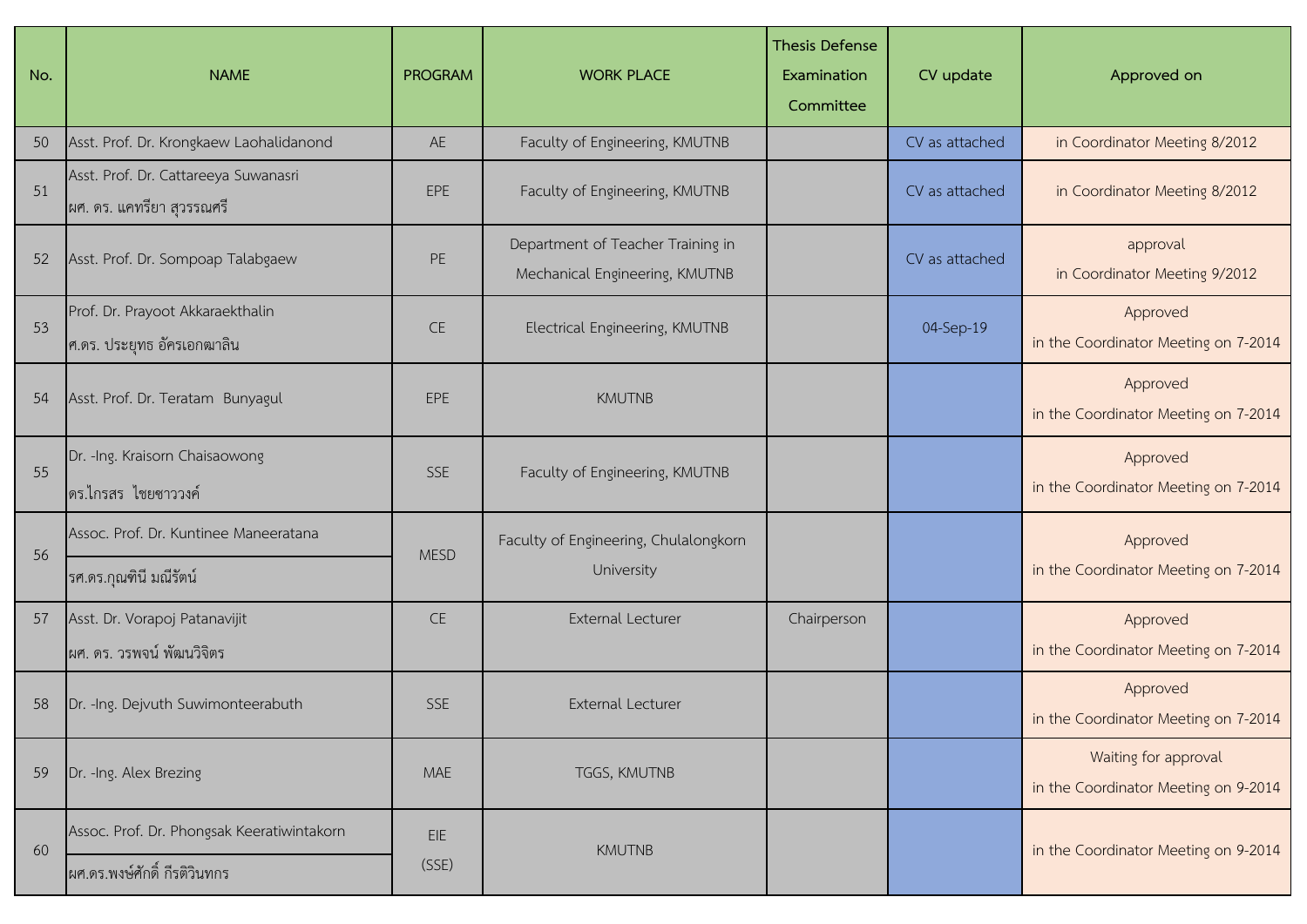| No. | NAME | PROGRAM | WORK PLACE | Thesis Defense Examination Committee | CV update | Approved on |
|---|---|---|---|---|---|---|
| 50 | Asst. Prof. Dr. Krongkaew Laohalidanond | AE | Faculty of Engineering, KMUTNB | | CV as attached | in Coordinator Meeting 8/2012 |
| 51 | Asst. Prof. Dr. Cattareeya Suwanasri<br>ผศ. ดร. แคทรียา สุวรรณศรี | EPE | Faculty of Engineering, KMUTNB | | CV as attached | in Coordinator Meeting 8/2012 |
| 52 | Asst. Prof. Dr. Sompoap Talabgaew | PE | Department of Teacher Training in Mechanical Engineering, KMUTNB | | CV as attached | approval<br>in Coordinator Meeting 9/2012 |
| 53 | Prof. Dr. Prayoot Akkaraekthalin<br>ศ.ดร. ประยุทธ อัครเอกฒาลิน | CE | Electrical Engineering, KMUTNB | | 04-Sep-19 | Approved<br>in the Coordinator Meeting on 7-2014 |
| 54 | Asst. Prof. Dr. Teratam Bunyagul | EPE | KMUTNB | | | Approved<br>in the Coordinator Meeting on 7-2014 |
| 55 | Dr. -Ing. Kraisorn Chaisaowong<br>ดร.ไกรสร ไชยซาววงค์ | SSE | Faculty of Engineering, KMUTNB | | | Approved<br>in the Coordinator Meeting on 7-2014 |
| 56 | Assoc. Prof. Dr. Kuntinee Maneeratana<br>รศ.ดร.กุณฑินี มณีรัตน์ | MESD | Faculty of Engineering, Chulalongkorn University | | | Approved<br>in the Coordinator Meeting on 7-2014 |
| 57 | Asst. Dr. Vorapoj Patanavijit<br>ผศ. ดร. วรพจน์ พัฒนวิจิตร | CE | External Lecturer | Chairperson | | Approved<br>in the Coordinator Meeting on 7-2014 |
| 58 | Dr. -Ing. Dejvuth Suwimonteerabuth | SSE | External Lecturer | | | Approved<br>in the Coordinator Meeting on 7-2014 |
| 59 | Dr. -Ing. Alex Brezing | MAE | TGGS, KMUTNB | | | Waiting for approval<br>in the Coordinator Meeting on 9-2014 |
| 60 | Assoc. Prof. Dr. Phongsak Keeratiwintakorn<br>ผศ.ดร.พงษ์ศักดิ์ กีรติวินทกร | EIE<br>(SSE) | KMUTNB | | | in the Coordinator Meeting on 9-2014 |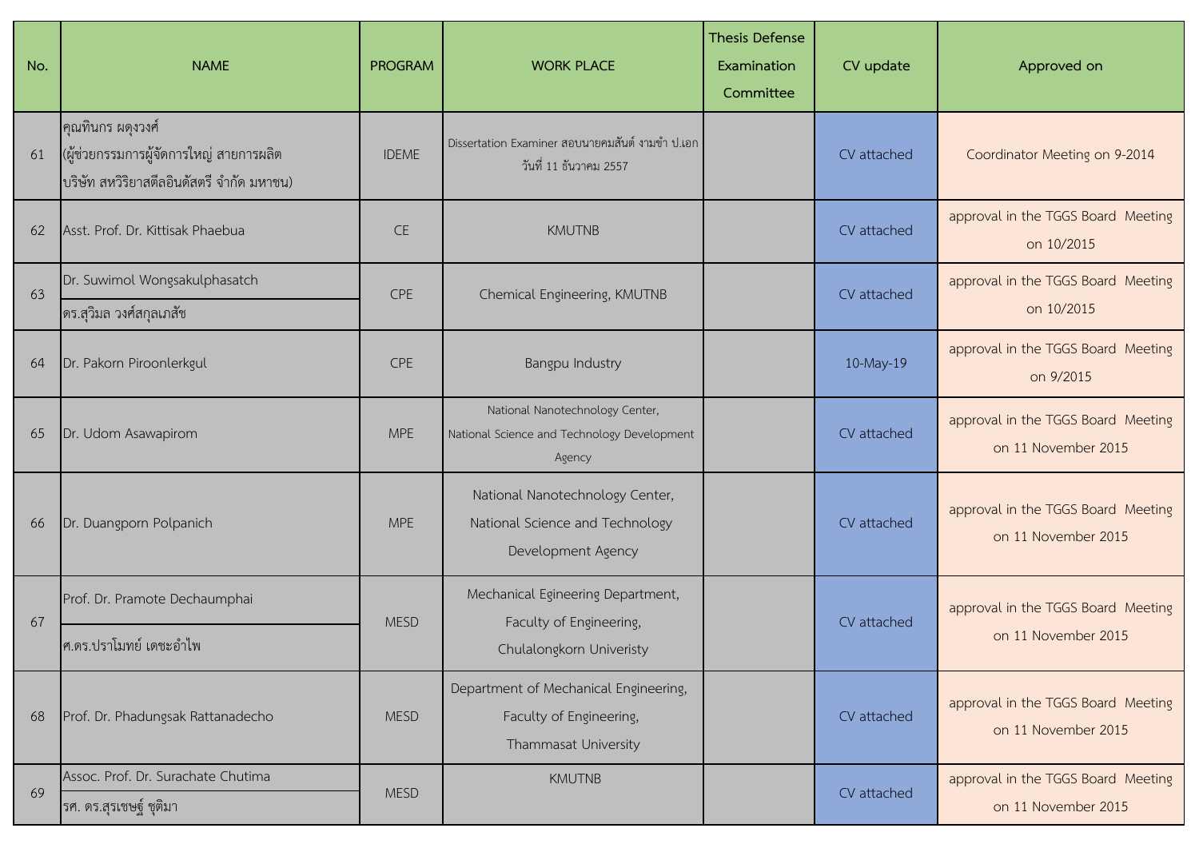| No. | NAME | PROGRAM | WORK PLACE | Thesis Defense Examination Committee | CV update | Approved on |
|---|---|---|---|---|---|---|
| 61 | คุณทินกร ผดุงวงศ์ (ผู้ช่วยกรรมการผู้จัดการใหญ่ สายการผลิต บริษัท สหวิริยาสตีลอินดัสตรี จำกัด มหาชน) | IDEME | Dissertation Examiner สอบนายคมสันต์ งามขำ ป.เอก วันที่ 11 ธันวาคม 2557 | | CV attached | Coordinator Meeting on 9-2014 |
| 62 | Asst. Prof. Dr. Kittisak Phaebua | CE | KMUTNB | | CV attached | approval in the TGGS Board Meeting on 10/2015 |
| 63 | Dr. Suwimol Wongsakulphasatch<br>ดร.สุวิมล วงศ์สกุลเภสัช | CPE | Chemical Engineering, KMUTNB | | CV attached | approval in the TGGS Board Meeting on 10/2015 |
| 64 | Dr. Pakorn Piroonlerkgul | CPE | Bangpu Industry | | 10-May-19 | approval in the TGGS Board Meeting on 9/2015 |
| 65 | Dr. Udom Asawapirom | MPE | National Nanotechnology Center, National Science and Technology Development Agency | | CV attached | approval in the TGGS Board Meeting on 11 November 2015 |
| 66 | Dr. Duangporn Polpanich | MPE | National Nanotechnology Center, National Science and Technology Development Agency | | CV attached | approval in the TGGS Board Meeting on 11 November 2015 |
| 67 | Prof. Dr. Pramote Dechaumphai<br>ศ.ดร.ปราโมทย์ เดชะอำไพ | MESD | Mechanical Egineering Department, Faculty of Engineering, Chulalongkorn Univeristy | | CV attached | approval in the TGGS Board Meeting on 11 November 2015 |
| 68 | Prof. Dr. Phadungsak Rattanadecho | MESD | Department of Mechanical Engineering, Faculty of Engineering, Thammasat University | | CV attached | approval in the TGGS Board Meeting on 11 November 2015 |
| 69 | Assoc. Prof. Dr. Surachate Chutima<br>รศ. ดร.สุรเชษฐ์ ชุติมา | MESD | KMUTNB | | CV attached | approval in the TGGS Board Meeting on 11 November 2015 |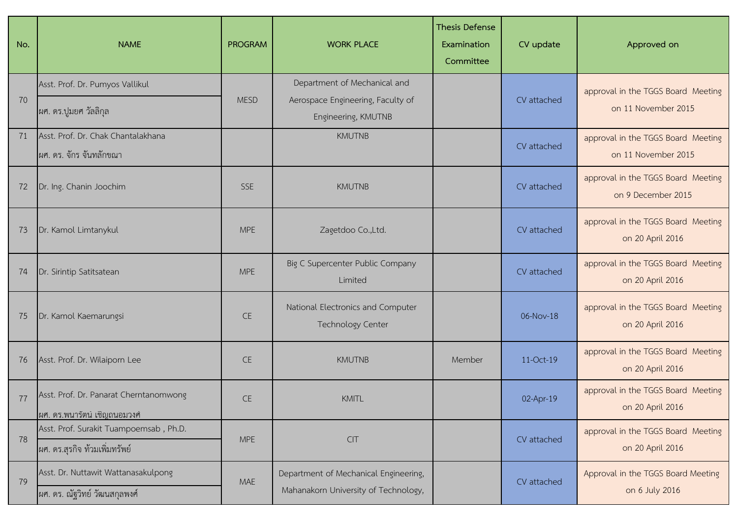| No. | NAME | PROGRAM | WORK PLACE | Thesis Defense Examination Committee | CV update | Approved on |
|---|---|---|---|---|---|---|
| 70 | Asst. Prof. Dr. Pumyos Vallikul<br>ผศ. ดร.ปูมยศ วัลลิกุล | MESD | Department of Mechanical and Aerospace Engineering, Faculty of Engineering, KMUTNB | | CV attached | approval in the TGGS Board Meeting on 11 November 2015 |
| 71 | Asst. Prof. Dr. Chak Chantalakhana<br>ผศ. ดร. จักร จันทลักขณา | | KMUTNB | | CV attached | approval in the TGGS Board Meeting on 11 November 2015 |
| 72 | Dr. Ing. Chanin Joochim | SSE | KMUTNB | | CV attached | approval in the TGGS Board Meeting on 9 December 2015 |
| 73 | Dr. Kamol Limtanykul | MPE | Zagetdoo Co.,Ltd. | | CV attached | approval in the TGGS Board Meeting on 20 April 2016 |
| 74 | Dr. Sirintip Satitsatean | MPE | Big C Supercenter Public Company Limited | | CV attached | approval in the TGGS Board Meeting on 20 April 2016 |
| 75 | Dr. Kamol Kaemarungsi | CE | National Electronics and Computer Technology Center | | 06-Nov-18 | approval in the TGGS Board Meeting on 20 April 2016 |
| 76 | Asst. Prof. Dr. Wilaiporn Lee | CE | KMUTNB | Member | 11-Oct-19 | approval in the TGGS Board Meeting on 20 April 2016 |
| 77 | Asst. Prof. Dr. Panarat Cherntanomwong<br>ผศ. ดร.พนารัตน์ เชิญถนอมวงศ์ | CE | KMITL | | 02-Apr-19 | approval in the TGGS Board Meeting on 20 April 2016 |
| 78 | Asst. Prof. Surakit Tuampoemsab , Ph.D.<br>ผศ. ดร.สุรกิจ ท้วมเพิ่มทรัพย์ | MPE | CIT | | CV attached | approval in the TGGS Board Meeting on 20 April 2016 |
| 79 | Asst. Dr. Nuttawit Wattanasakulpong<br>ผศ. ดร. ณัฐวิทย์ วัฒนสกุลพงศ์ | MAE | Department of Mechanical Engineering, Mahanakorn University of Technology, | | CV attached | Approval in the TGGS Board Meeting on 6 July 2016 |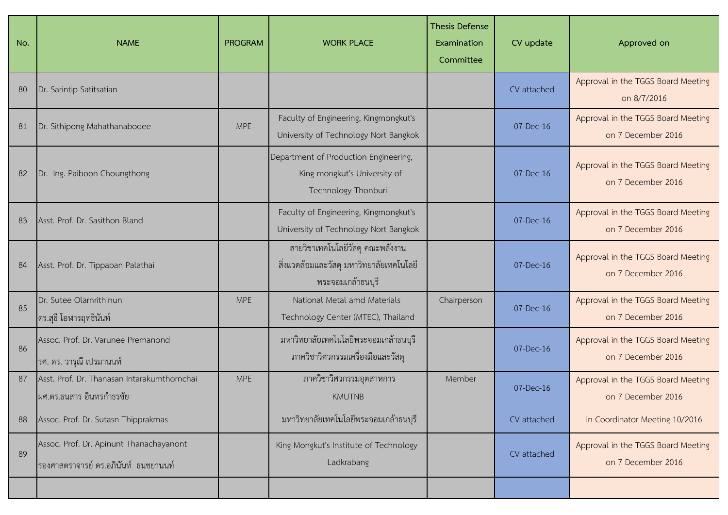| No. | NAME | PROGRAM | WORK PLACE | Thesis Defense Examination Committee | CV update | Approved on |
|---|---|---|---|---|---|---|
| 80 | Dr. Sarintip Satitsatian | | | | CV attached | Approval in the TGGS Board Meeting on 8/7/2016 |
| 81 | Dr. Sithipong Mahathanabodee | MPE | Faculty of Engineering, Kingmongkut's University of Technology Nort Bangkok | | 07-Dec-16 | Approval in the TGGS Board Meeting on 7 December 2016 |
| 82 | Dr. -Ing. Paiboon Choungthong | | Department of Production Engineering, King mongkut's University of Technology Thonburi | | 07-Dec-16 | Approval in the TGGS Board Meeting on 7 December 2016 |
| 83 | Asst. Prof. Dr. Sasithon Bland | | Faculty of Engineering, Kingmongkut's University of Technology Nort Bangkok | | 07-Dec-16 | Approval in the TGGS Board Meeting on 7 December 2016 |
| 84 | Asst. Prof. Dr. Tippaban Palathai | | สายวิชาเทคโนโลยีวัสดุ คณะพลังงานสิ่งแวดล้อมและวัสดุ มหาวิทยาลัยเทคโนโลยีพระจอมเกล้าธนบุรี | | 07-Dec-16 | Approval in the TGGS Board Meeting on 7 December 2016 |
| 85 | Dr. Sutee Olarnrithinun ดร.สุธี โอฬารฤทธินันท์ | MPE | National Metal amd Materials Technology Center (MTEC), Thailand | Chairperson | 07-Dec-16 | Approval in the TGGS Board Meeting on 7 December 2016 |
| 86 | Assoc. Prof. Dr. Varunee Premanond รศ. ดร. วารุณี เปรมานนท์ | | มหาวิทยาลัยเทคโนโลยีพระจอมเกล้าธนบุรี ภาควิชาวิศวกรรมเครื่องมือและวัสดุ | | 07-Dec-16 | Approval in the TGGS Board Meeting on 7 December 2016 |
| 87 | Asst. Prof. Dr. Thanasan Intarakumthornchai ผศ.ดร.ธนสาร อินทรกำธรชัย | MPE | ภาควิชาวิศวกรรมอุตสาหการ KMUTNB | Member | 07-Dec-16 | Approval in the TGGS Board Meeting on 7 December 2016 |
| 88 | Assoc. Prof. Dr. Sutasn Thipprakmas | | มหาวิทยาลัยเทคโนโลยีพระจอมเกล้าธนบุรี | | CV attached | in Coordinator Meeting 10/2016 |
| 89 | Assoc. Prof. Dr. Apinunt Thanachayanont รองศาสตราจารย์ ดร.อภินันท์ ธนชยานนท์ | | King Mongkut's Institute of Technology Ladkrabang | | CV attached | Approval in the TGGS Board Meeting on 7 December 2016 |
| | | | | | | |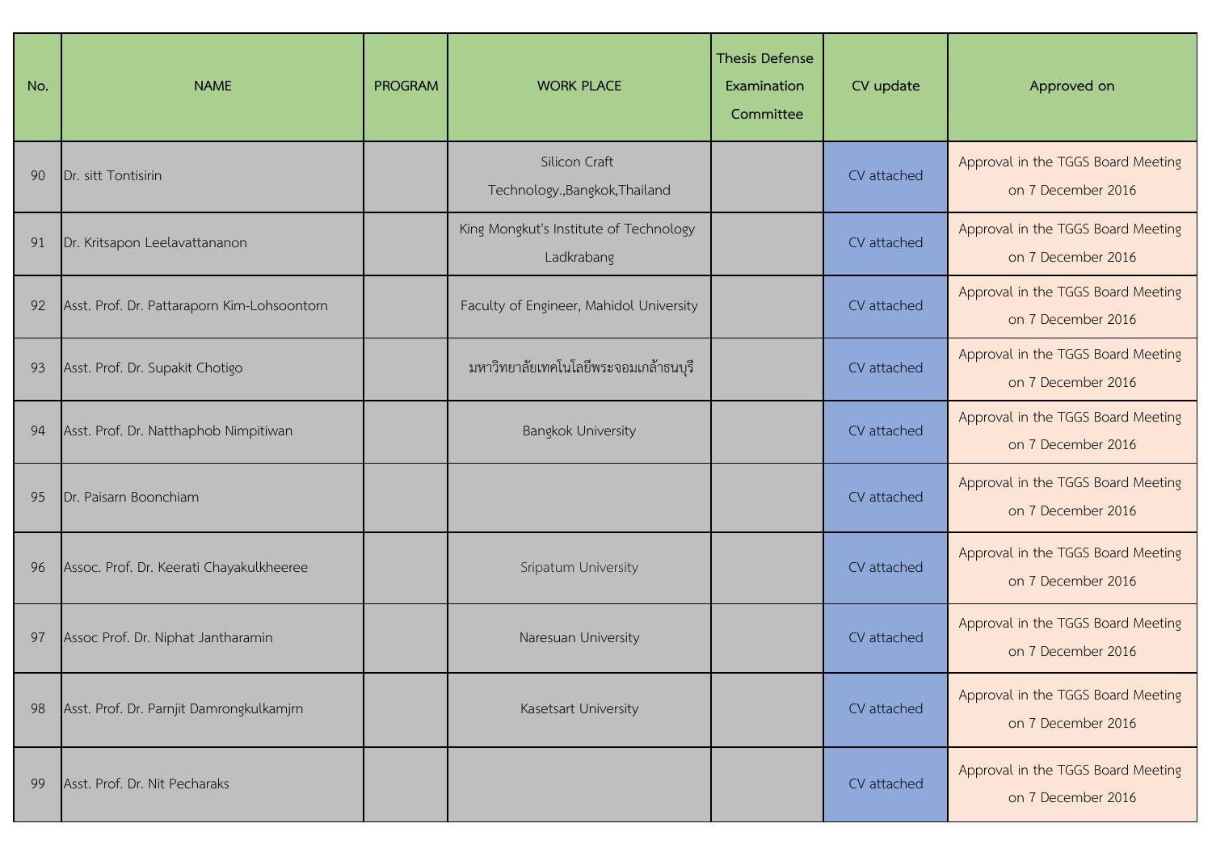| No. | NAME | PROGRAM | WORK PLACE | Thesis Defense Examination Committee | CV update | Approved on |
|---|---|---|---|---|---|---|
| 90 | Dr. sitt Tontisirin | | Silicon Craft Technology.,Bangkok,Thailand | | CV attached | Approval in the TGGS Board Meeting on 7 December 2016 |
| 91 | Dr. Kritsapon Leelavattananon | | King Mongkut's Institute of Technology Ladkrabang | | CV attached | Approval in the TGGS Board Meeting on 7 December 2016 |
| 92 | Asst. Prof. Dr. Pattaraporn Kim-Lohsoontorn | | Faculty of Engineer, Mahidol University | | CV attached | Approval in the TGGS Board Meeting on 7 December 2016 |
| 93 | Asst. Prof. Dr. Supakit Chotigo | | มหาวิทยาลัยเทคโนโลยีพระจอมเกล้าธนบุรี | | CV attached | Approval in the TGGS Board Meeting on 7 December 2016 |
| 94 | Asst. Prof. Dr. Natthaphob Nimpitiwan | | Bangkok University | | CV attached | Approval in the TGGS Board Meeting on 7 December 2016 |
| 95 | Dr. Paisarn Boonchiam | | | | CV attached | Approval in the TGGS Board Meeting on 7 December 2016 |
| 96 | Assoc. Prof. Dr. Keerati Chayakulkheeree | | Sripatum University | | CV attached | Approval in the TGGS Board Meeting on 7 December 2016 |
| 97 | Assoc Prof. Dr. Niphat Jantharamin | | Naresuan University | | CV attached | Approval in the TGGS Board Meeting on 7 December 2016 |
| 98 | Asst. Prof. Dr. Parnjit Damrongkulkamjrn | | Kasetsart University | | CV attached | Approval in the TGGS Board Meeting on 7 December 2016 |
| 99 | Asst. Prof. Dr. Nit Pecharaks | | | | CV attached | Approval in the TGGS Board Meeting on 7 December 2016 |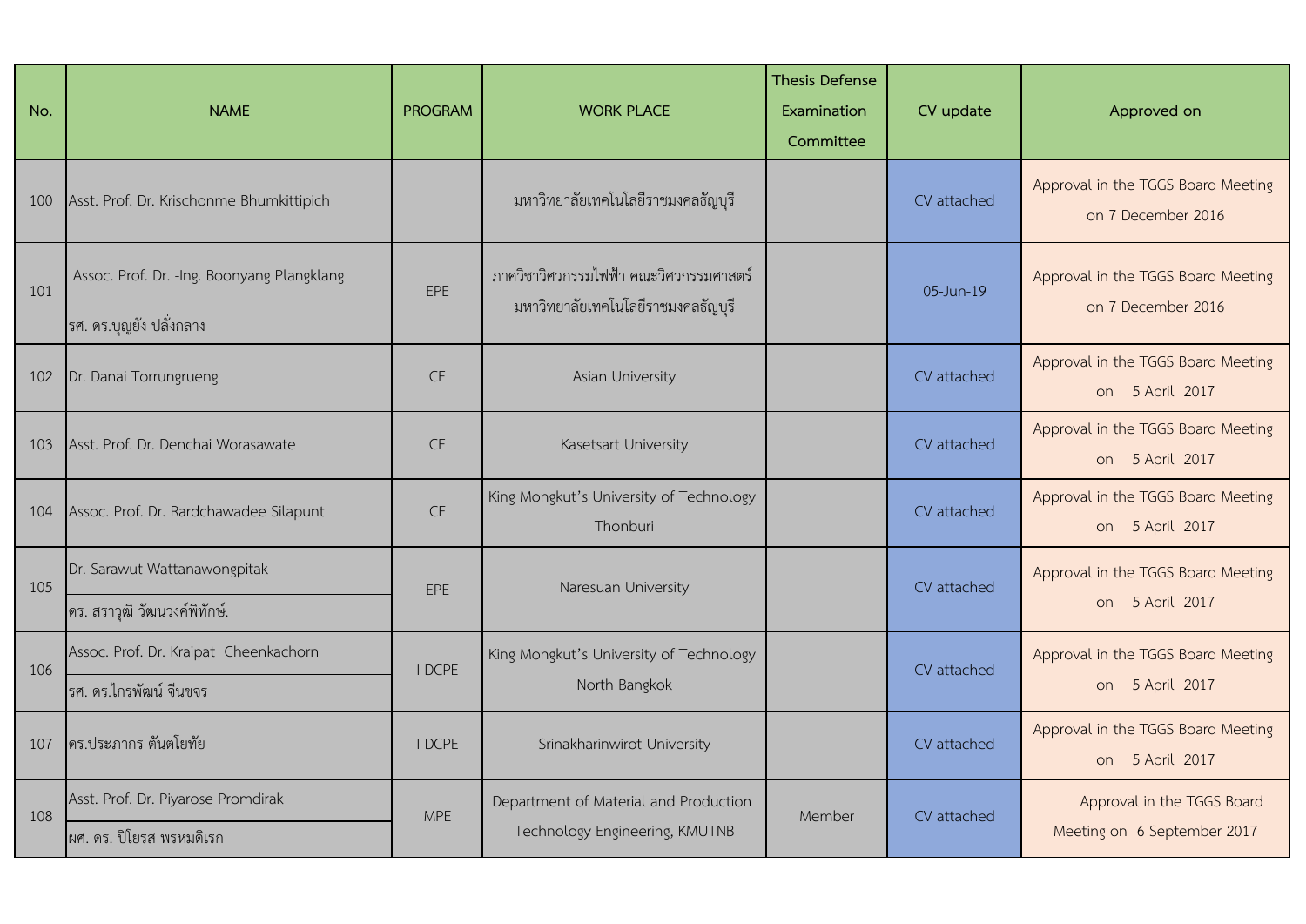| No. | NAME | PROGRAM | WORK PLACE | Thesis Defense Examination Committee | CV update | Approved on |
|---|---|---|---|---|---|---|
| 100 | Asst. Prof. Dr. Krischonme Bhumkittipich | | มหาวิทยาลัยเทคโนโลยีราชมงคลธัญบุรี | | CV attached | Approval in the TGGS Board Meeting on 7 December 2016 |
| 101 | Assoc. Prof. Dr. -Ing. Boonyang Plangklang<br>รศ. ดร.บุญยัง ปลั่งกลาง | EPE | ภาควิชาวิศวกรรมไฟฟ้า คณะวิศวกรรมศาสตร์ มหาวิทยาลัยเทคโนโลยีราชมงคลธัญบุรี | | 05-Jun-19 | Approval in the TGGS Board Meeting on 7 December 2016 |
| 102 | Dr. Danai Torrungrueng | CE | Asian University | | CV attached | Approval in the TGGS Board Meeting on 5 April 2017 |
| 103 | Asst. Prof. Dr. Denchai Worasawate | CE | Kasetsart University | | CV attached | Approval in the TGGS Board Meeting on 5 April 2017 |
| 104 | Assoc. Prof. Dr. Rardchawadee Silapunt | CE | King Mongkut's University of Technology Thonburi | | CV attached | Approval in the TGGS Board Meeting on 5 April 2017 |
| 105 | Dr. Sarawut Wattanawongpitak<br>ดร. สราวุฒิ วัฒนวงค์พิทักษ์. | EPE | Naresuan University | | CV attached | Approval in the TGGS Board Meeting on 5 April 2017 |
| 106 | Assoc. Prof. Dr. Kraipat Cheenkachorn<br>รศ. ดร.ไกรพัฒน์ จีนขจร | I-DCPE | King Mongkut's University of Technology North Bangkok | | CV attached | Approval in the TGGS Board Meeting on 5 April 2017 |
| 107 | ดร.ประภากร ตันตโยทัย | I-DCPE | Srinakharinwirot University | | CV attached | Approval in the TGGS Board Meeting on 5 April 2017 |
| 108 | Asst. Prof. Dr. Piyarose Promdirak<br>ผศ. ดร. ปิโยรส พรหมดิเรก | MPE | Department of Material and Production Technology Engineering, KMUTNB | Member | CV attached | Approval in the TGGS Board Meeting on 6 September 2017 |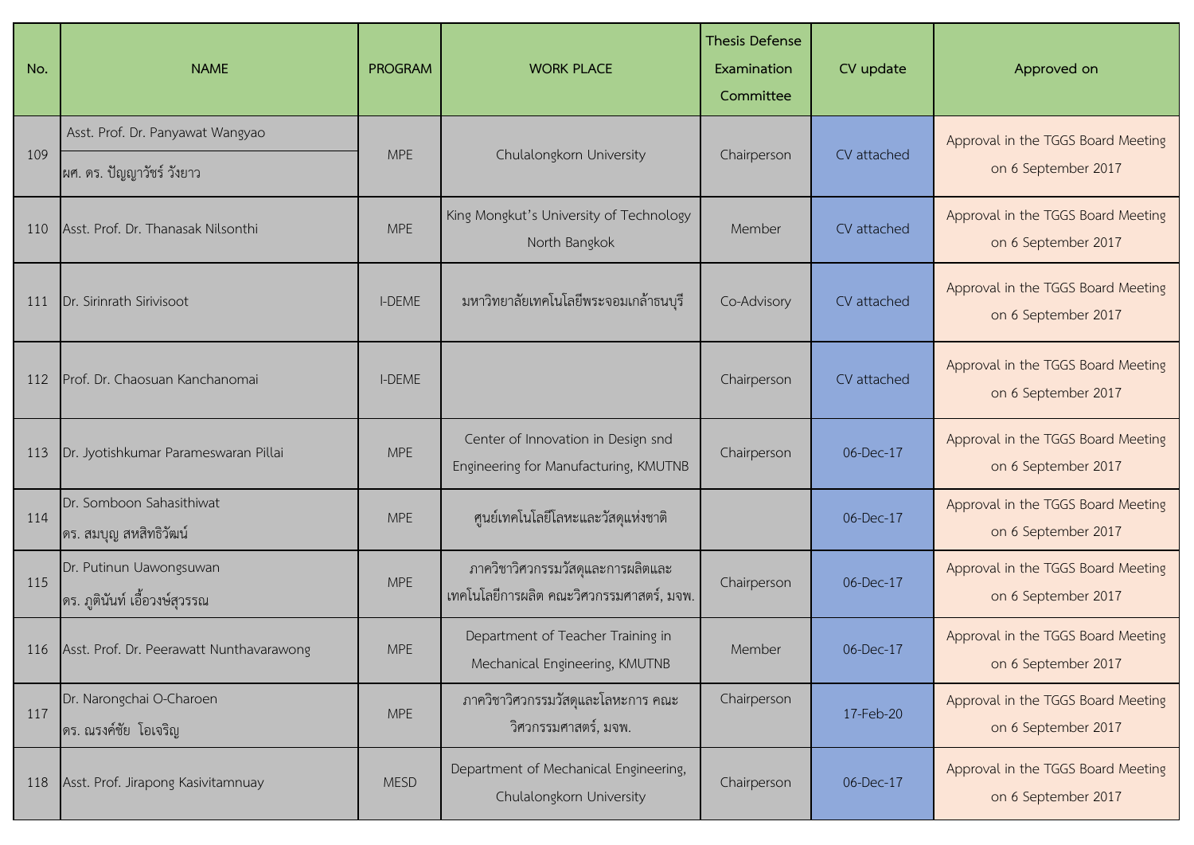| No. | NAME | PROGRAM | WORK PLACE | Thesis Defense Examination Committee | CV update | Approved on |
|---|---|---|---|---|---|---|
| 109 | Asst. Prof. Dr. Panyawat Wangyao<br>ผศ. ดร. ปัญญาวัชร์ วังยาว | MPE | Chulalongkorn University | Chairperson | CV attached | Approval in the TGGS Board Meeting on 6 September 2017 |
| 110 | Asst. Prof. Dr. Thanasak Nilsonthi | MPE | King Mongkut's University of Technology North Bangkok | Member | CV attached | Approval in the TGGS Board Meeting on 6 September 2017 |
| 111 | Dr. Sirinrath Sirivisoot | I-DEME | มหาวิทยาลัยเทคโนโลยีพระจอมเกล้าธนบุรี | Co-Advisory | CV attached | Approval in the TGGS Board Meeting on 6 September 2017 |
| 112 | Prof. Dr. Chaosuan Kanchanomai | I-DEME | | Chairperson | CV attached | Approval in the TGGS Board Meeting on 6 September 2017 |
| 113 | Dr. Jyotishkumar Parameswaran Pillai | MPE | Center of Innovation in Design snd Engineering for Manufacturing, KMUTNB | Chairperson | 06-Dec-17 | Approval in the TGGS Board Meeting on 6 September 2017 |
| 114 | Dr. Somboon Sahasithiwat<br>ดร. สมบุญ สหสิทธิวัฒน์ | MPE | ศูนย์เทคโนโลยีโลหะและวัสดุแห่งชาติ | | 06-Dec-17 | Approval in the TGGS Board Meeting on 6 September 2017 |
| 115 | Dr. Putinun Uawongsuwan<br>ดร. ภูตินันท์ เอื้อวงษ์สุวรรณ | MPE | ภาควิชาวิศวกรรมวัสดุและการผลิตและเทคโนโลยีการผลิต คณะวิศวกรรมศาสตร์, มจพ. | Chairperson | 06-Dec-17 | Approval in the TGGS Board Meeting on 6 September 2017 |
| 116 | Asst. Prof. Dr. Peerawatt Nunthavarawong | MPE | Department of Teacher Training in Mechanical Engineering, KMUTNB | Member | 06-Dec-17 | Approval in the TGGS Board Meeting on 6 September 2017 |
| 117 | Dr. Narongchai O-Charoen<br>ดร. ณรงค์ชัย โอเจริญ | MPE | ภาควิชาวิศวกรรมวัสดุและโลหะการ คณะวิศวกรรมศาสตร์, มจพ. | Chairperson | 17-Feb-20 | Approval in the TGGS Board Meeting on 6 September 2017 |
| 118 | Asst. Prof. Jirapong Kasivitamnuay | MESD | Department of Mechanical Engineering, Chulalongkorn University | Chairperson | 06-Dec-17 | Approval in the TGGS Board Meeting on 6 September 2017 |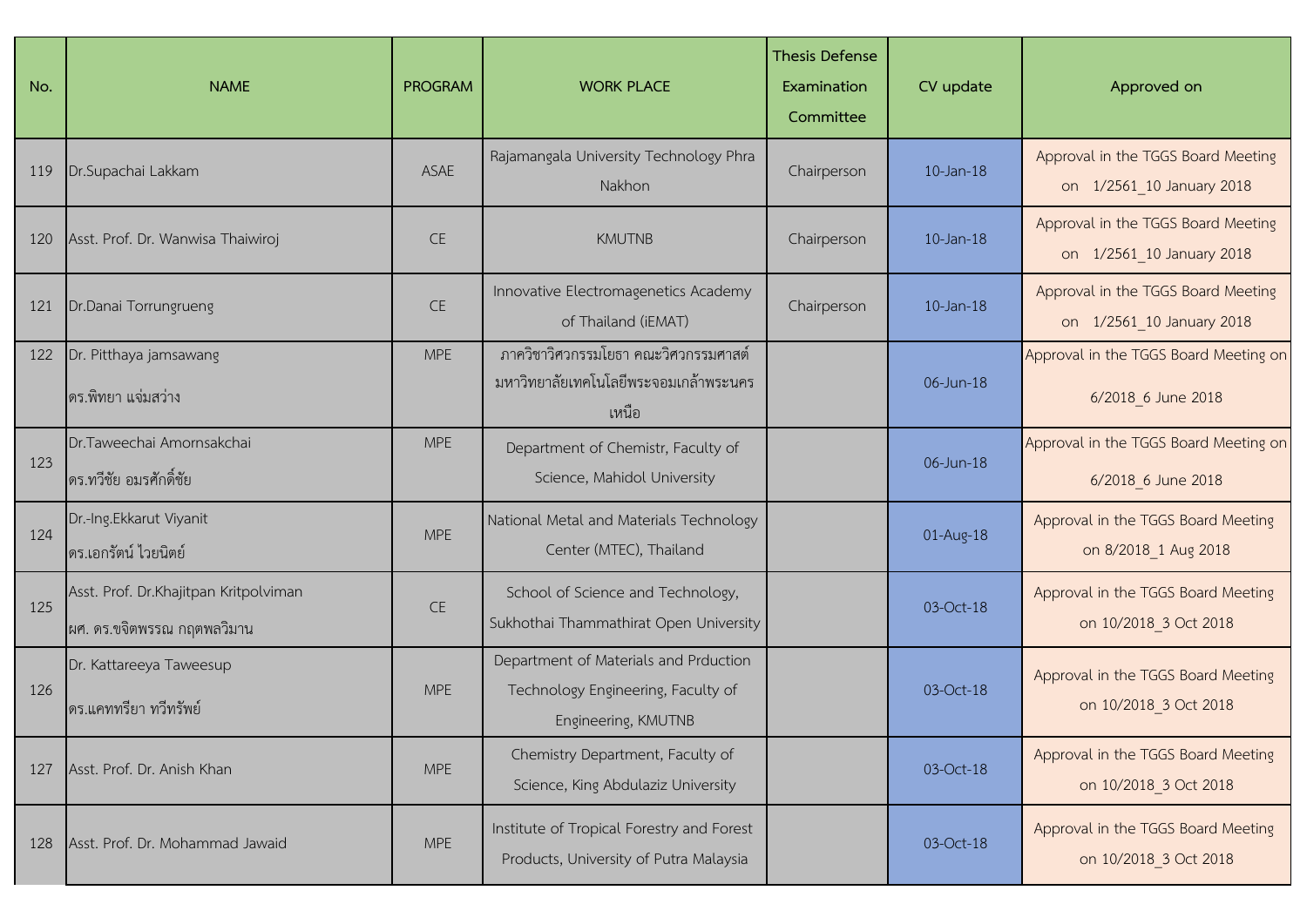| No. | NAME | PROGRAM | WORK PLACE | Thesis Defense Examination Committee | CV update | Approved on |
|---|---|---|---|---|---|---|
| 119 | Dr.Supachai Lakkam | ASAE | Rajamangala University Technology Phra Nakhon | Chairperson | 10-Jan-18 | Approval in the TGGS Board Meeting on 1/2561_10 January 2018 |
| 120 | Asst. Prof. Dr. Wanwisa Thaiwiroj | CE | KMUTNB | Chairperson | 10-Jan-18 | Approval in the TGGS Board Meeting on 1/2561_10 January 2018 |
| 121 | Dr.Danai Torrungrueng | CE | Innovative Electromagenetics Academy of Thailand (iEMAT) | Chairperson | 10-Jan-18 | Approval in the TGGS Board Meeting on 1/2561_10 January 2018 |
| 122 | Dr. Pitthaya jamsawang<br>ดร.พิทยา แจ่มสว่าง | MPE | ภาควิชาวิศวกรรมโยธา คณะวิศวกรรมศาสต์ มหาวิทยาลัยเทคโนโลยีพระจอมเกล้าพระนครเหนือ | | 06-Jun-18 | Approval in the TGGS Board Meeting on 6/2018_6 June 2018 |
| 123 | Dr.Taweechai Amornsakchai<br>ดร.ทวีชัย อมรศักดิ์ชัย | MPE | Department of Chemistr, Faculty of Science, Mahidol University | | 06-Jun-18 | Approval in the TGGS Board Meeting on 6/2018_6 June 2018 |
| 124 | Dr.-Ing.Ekkarut Viyanit<br>ดร.เอกรัตน์ ไวยนิตย์ | MPE | National Metal and Materials Technology Center (MTEC), Thailand | | 01-Aug-18 | Approval in the TGGS Board Meeting on 8/2018_1 Aug 2018 |
| 125 | Asst. Prof. Dr.Khajitpan Kritpolviman<br>ผศ. ดร.ขจิตพรรณ กฤตพลวิมาน | CE | School of Science and Technology, Sukhothai Thammathirat Open University | | 03-Oct-18 | Approval in the TGGS Board Meeting on 10/2018_3 Oct 2018 |
| 126 | Dr. Kattareeya Taweesup<br>ดร.แคททรียา ทวีทรัพย์ | MPE | Department of Materials and Prduction Technology Engineering, Faculty of Engineering, KMUTNB | | 03-Oct-18 | Approval in the TGGS Board Meeting on 10/2018_3 Oct 2018 |
| 127 | Asst. Prof. Dr. Anish Khan | MPE | Chemistry Department, Faculty of Science, King Abdulaziz University | | 03-Oct-18 | Approval in the TGGS Board Meeting on 10/2018_3 Oct 2018 |
| 128 | Asst. Prof. Dr. Mohammad Jawaid | MPE | Institute of Tropical Forestry and Forest Products, University of Putra Malaysia | | 03-Oct-18 | Approval in the TGGS Board Meeting on 10/2018_3 Oct 2018 |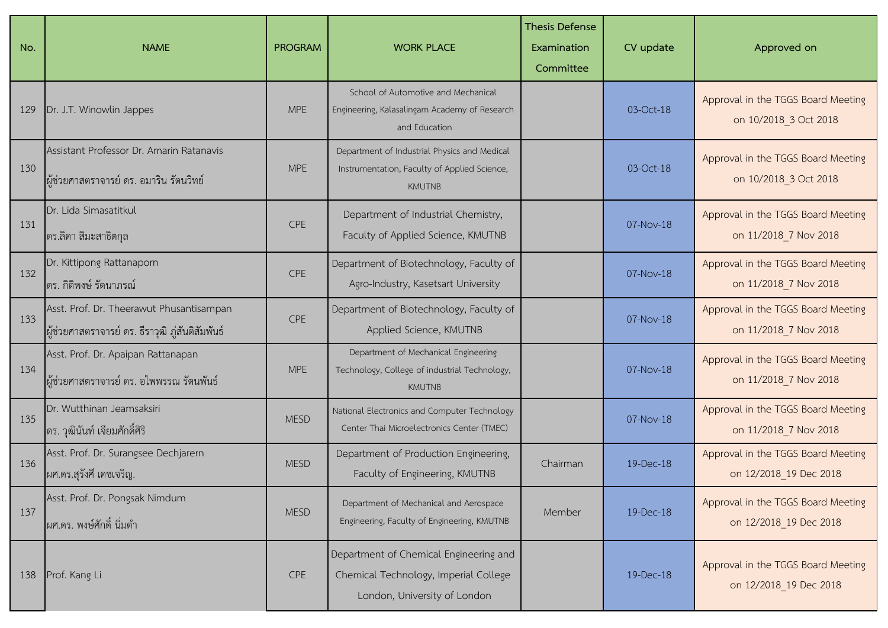| No. | NAME | PROGRAM | WORK PLACE | Thesis Defense Examination Committee | CV update | Approved on |
| --- | --- | --- | --- | --- | --- | --- |
| 129 | Dr. J.T. Winowlin Jappes | MPE | School of Automotive and Mechanical Engineering, Kalasalingam Academy of Research and Education | | 03-Oct-18 | Approval in the TGGS Board Meeting on 10/2018_3 Oct 2018 |
| 130 | Assistant Professor Dr. Amarin Ratanavis ผู้ช่วยศาสตราจารย์ ดร. อมาริน รัตนวิทย์ | MPE | Department of Industrial Physics and Medical Instrumentation, Faculty of Applied Science, KMUTNB | | 03-Oct-18 | Approval in the TGGS Board Meeting on 10/2018_3 Oct 2018 |
| 131 | Dr. Lida Simasatitkul ดร.ลิดา สิมะสาธิตกุล | CPE | Department of Industrial Chemistry, Faculty of Applied Science, KMUTNB | | 07-Nov-18 | Approval in the TGGS Board Meeting on 11/2018_7 Nov 2018 |
| 132 | Dr. Kittipong Rattanaporn ดร. กิติพงษ์ รัตนาภรณ์ | CPE | Department of Biotechnology, Faculty of Agro-Industry, Kasetsart University | | 07-Nov-18 | Approval in the TGGS Board Meeting on 11/2018_7 Nov 2018 |
| 133 | Asst. Prof. Dr. Theerawut Phusantisampan ผู้ช่วยศาสตราจารย์ ดร. ธีราวุฒิ ภู่สันติสัมพันธ์ | CPE | Department of Biotechnology, Faculty of Applied Science, KMUTNB | | 07-Nov-18 | Approval in the TGGS Board Meeting on 11/2018_7 Nov 2018 |
| 134 | Asst. Prof. Dr. Apaipan Rattanapan ผู้ช่วยศาสตราจารย์ ดร. อไพพรรณ รัตนพันธ์ | MPE | Department of Mechanical Engineering Technology, College of industrial Technology, KMUTNB | | 07-Nov-18 | Approval in the TGGS Board Meeting on 11/2018_7 Nov 2018 |
| 135 | Dr. Wutthinan Jeamsaksiri ดร. วุฒินันท์ เจียมศักดิ์ศิริ | MESD | National Electronics and Computer Technology Center Thai Microelectronics Center (TMEC) | | 07-Nov-18 | Approval in the TGGS Board Meeting on 11/2018_7 Nov 2018 |
| 136 | Asst. Prof. Dr. Surangsee Dechjarern ผศ.ดร.สุรังศี เดชเจริญ. | MESD | Department of Production Engineering, Faculty of Engineering, KMUTNB | Chairman | 19-Dec-18 | Approval in the TGGS Board Meeting on 12/2018_19 Dec 2018 |
| 137 | Asst. Prof. Dr. Pongsak Nimdum ผศ.ดร. พงษ์ศักดิ์ นิ่มดำ | MESD | Department of Mechanical and Aerospace Engineering, Faculty of Engineering, KMUTNB | Member | 19-Dec-18 | Approval in the TGGS Board Meeting on 12/2018_19 Dec 2018 |
| 138 | Prof. Kang Li | CPE | Department of Chemical Engineering and Chemical Technology, Imperial College London, University of London | | 19-Dec-18 | Approval in the TGGS Board Meeting on 12/2018_19 Dec 2018 |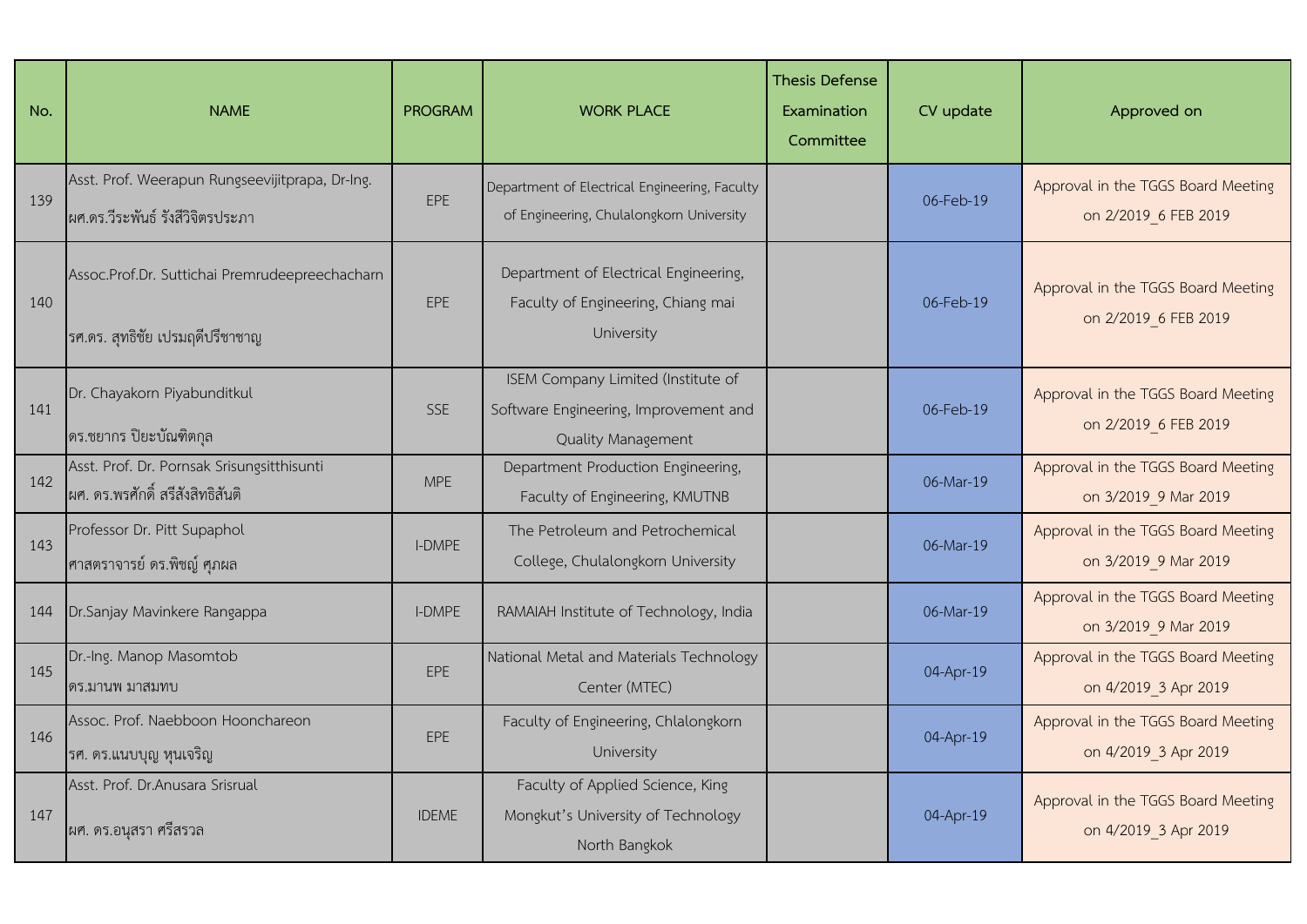| No. | NAME | PROGRAM | WORK PLACE | Thesis Defense Examination Committee | CV update | Approved on |
|---|---|---|---|---|---|---|
| 139 | Asst. Prof. Weerapun Rungseevijitprapa, Dr-Ing. ผศ.ดร.วีระพันธ์ รังสีวิจิตรประภา | EPE | Department of Electrical Engineering, Faculty of Engineering, Chulalongkorn University | | 06-Feb-19 | Approval in the TGGS Board Meeting on 2/2019_6 FEB 2019 |
| 140 | Assoc.Prof.Dr. Suttichai Premrudeepreechacharn รศ.ดร. สุทธิชัย เปรมฤดีปรีชาชาญ | EPE | Department of Electrical Engineering, Faculty of Engineering, Chiang mai University | | 06-Feb-19 | Approval in the TGGS Board Meeting on 2/2019_6 FEB 2019 |
| 141 | Dr. Chayakorn Piyabunditkul ดร.ชยากร ปิยะบัณฑิตกุล | SSE | ISEM Company Limited (Institute of Software Engineering, Improvement and Quality Management | | 06-Feb-19 | Approval in the TGGS Board Meeting on 2/2019_6 FEB 2019 |
| 142 | Asst. Prof. Dr. Pornsak Srisungsitthisunti ผศ. ดร.พรศักดิ์ สรีสังสิทธิสันติ | MPE | Department Production Engineering, Faculty of Engineering, KMUTNB | | 06-Mar-19 | Approval in the TGGS Board Meeting on 3/2019_9 Mar 2019 |
| 143 | Professor Dr. Pitt Supaphol ศาสตราจารย์ ดร.พิชญ์ ศุภผล | I-DMPE | The Petroleum and Petrochemical College, Chulalongkorn University | | 06-Mar-19 | Approval in the TGGS Board Meeting on 3/2019_9 Mar 2019 |
| 144 | Dr.Sanjay Mavinkere Rangappa | I-DMPE | RAMAIAH Institute of Technology, India | | 06-Mar-19 | Approval in the TGGS Board Meeting on 3/2019_9 Mar 2019 |
| 145 | Dr.-Ing. Manop Masomtob ดร.มานพ มาสมทบ | EPE | National Metal and Materials Technology Center (MTEC) | | 04-Apr-19 | Approval in the TGGS Board Meeting on 4/2019_3 Apr 2019 |
| 146 | Assoc. Prof. Naebboon Hoonchareon รศ. ดร.แนบบุญ หุนเจริญ | EPE | Faculty of Engineering, Chlalongkorn University | | 04-Apr-19 | Approval in the TGGS Board Meeting on 4/2019_3 Apr 2019 |
| 147 | Asst. Prof. Dr.Anusara Srisrual ผศ. ดร.อนุสรา ศรีสรวล | IDEME | Faculty of Applied Science, King Mongkut's University of Technology North Bangkok | | 04-Apr-19 | Approval in the TGGS Board Meeting on 4/2019_3 Apr 2019 |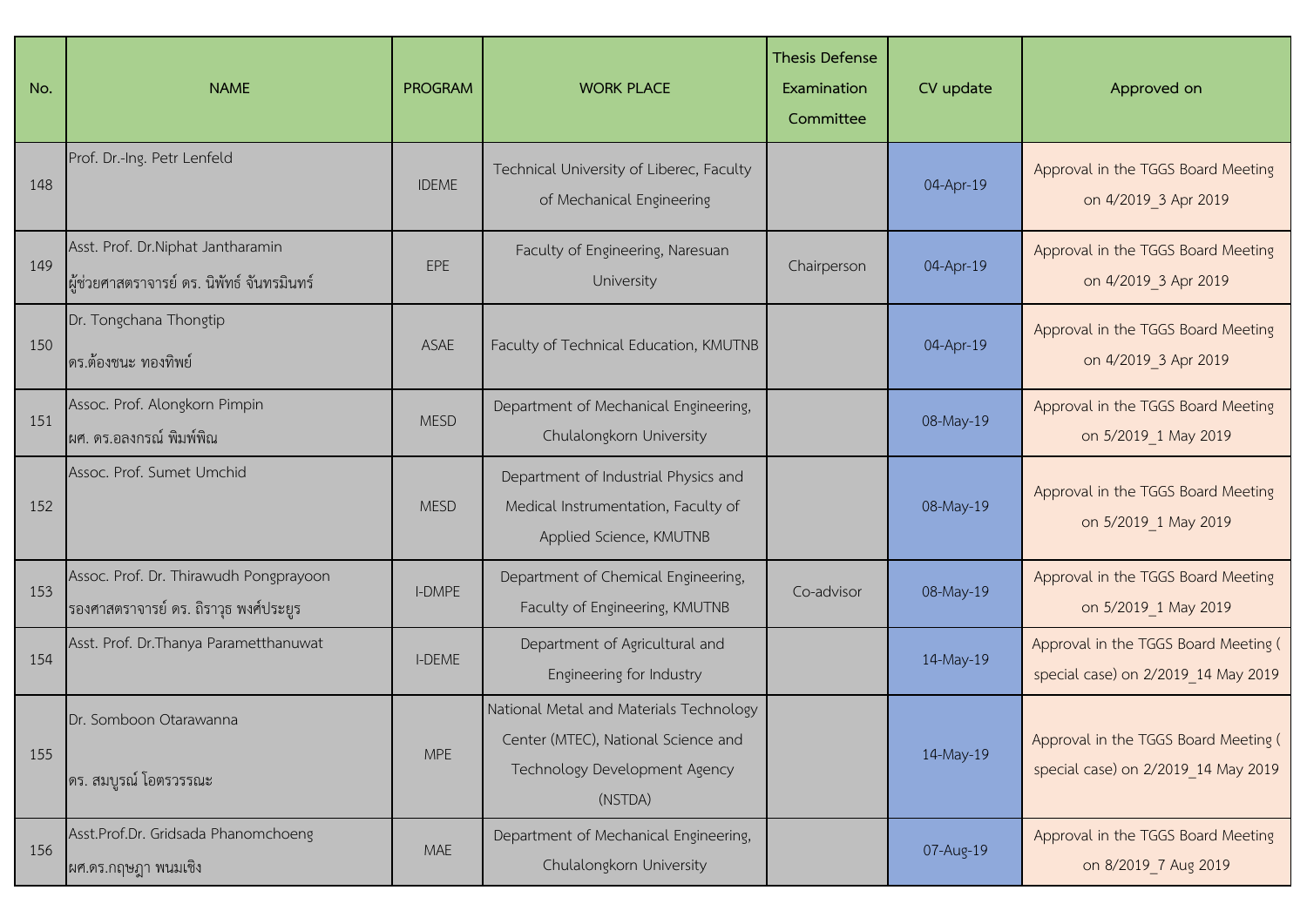| No. | NAME | PROGRAM | WORK PLACE | Thesis Defense Examination Committee | CV update | Approved on |
|---|---|---|---|---|---|---|
| 148 | Prof. Dr.-Ing. Petr Lenfeld | IDEME | Technical University of Liberec, Faculty of Mechanical Engineering | | 04-Apr-19 | Approval in the TGGS Board Meeting on 4/2019_3 Apr 2019 |
| 149 | Asst. Prof. Dr.Niphat Jantharamin ผู้ช่วยศาสตราจารย์ ดร. นิพัทธ์ จันทรมินทร์ | EPE | Faculty of Engineering, Naresuan University | Chairperson | 04-Apr-19 | Approval in the TGGS Board Meeting on 4/2019_3 Apr 2019 |
| 150 | Dr. Tongchana Thongtip ดร.ต้องชนะ ทองทิพย์ | ASAE | Faculty of Technical Education, KMUTNB | | 04-Apr-19 | Approval in the TGGS Board Meeting on 4/2019_3 Apr 2019 |
| 151 | Assoc. Prof. Alongkorn Pimpin ผศ. ดร.อลงกรณ์ พิมพ์พิณ | MESD | Department of Mechanical Engineering, Chulalongkorn University | | 08-May-19 | Approval in the TGGS Board Meeting on 5/2019_1 May 2019 |
| 152 | Assoc. Prof. Sumet Umchid | MESD | Department of Industrial Physics and Medical Instrumentation, Faculty of Applied Science, KMUTNB | | 08-May-19 | Approval in the TGGS Board Meeting on 5/2019_1 May 2019 |
| 153 | Assoc. Prof. Dr. Thirawudh Pongprayoon รองศาสตราจารย์ ดร. ถิราวุธ พงศ์ประยูร | I-DMPE | Department of Chemical Engineering, Faculty of Engineering, KMUTNB | Co-advisor | 08-May-19 | Approval in the TGGS Board Meeting on 5/2019_1 May 2019 |
| 154 | Asst. Prof. Dr.Thanya Parametthanuwat | I-DEME | Department of Agricultural and Engineering for Industry | | 14-May-19 | Approval in the TGGS Board Meeting ( special case) on 2/2019_14 May 2019 |
| 155 | Dr. Somboon Otarawanna ดร. สมบูรณ์ โอตรวรรณะ | MPE | National Metal and Materials Technology Center (MTEC), National Science and Technology Development Agency (NSTDA) | | 14-May-19 | Approval in the TGGS Board Meeting ( special case) on 2/2019_14 May 2019 |
| 156 | Asst.Prof.Dr. Gridsada Phanomchoeng ผศ.ดร.กฤษฎา พนมเชิง | MAE | Department of Mechanical Engineering, Chulalongkorn University | | 07-Aug-19 | Approval in the TGGS Board Meeting on 8/2019_7 Aug 2019 |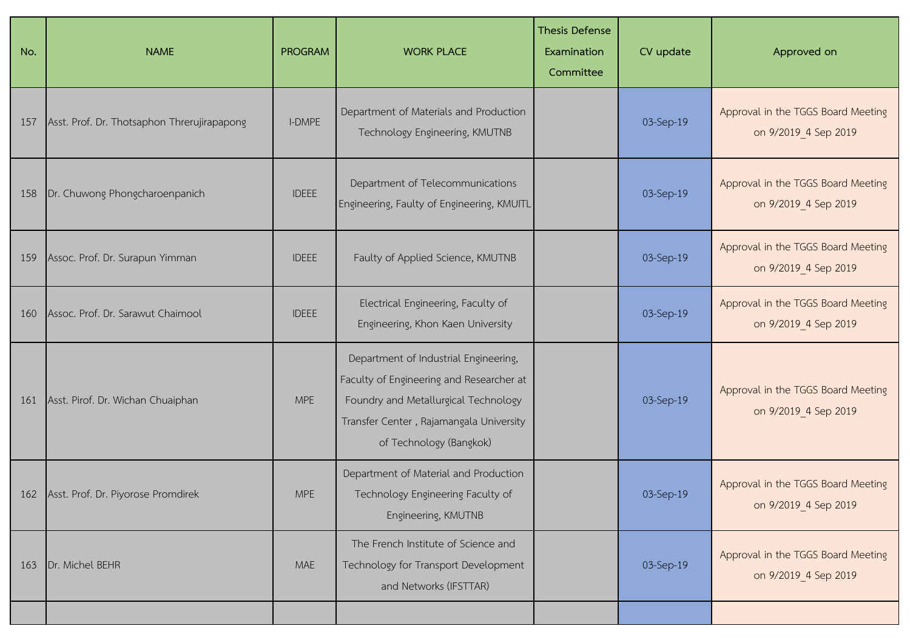| No. | NAME | PROGRAM | WORK PLACE | Thesis Defense Examination Committee | CV update | Approved on |
|---|---|---|---|---|---|---|
| 157 | Asst. Prof. Dr. Thotsaphon Threrujirapapong | I-DMPE | Department of Materials and Production Technology Engineering, KMUTNB | | 03-Sep-19 | Approval in the TGGS Board Meeting on 9/2019_4 Sep 2019 |
| 158 | Dr. Chuwong Phongcharoenpanich | IDEEE | Department of Telecommunications Engineering, Faulty of Engineering, KMUITL | | 03-Sep-19 | Approval in the TGGS Board Meeting on 9/2019_4 Sep 2019 |
| 159 | Assoc. Prof. Dr. Surapun Yimman | IDEEE | Faulty of Applied Science, KMUTNB | | 03-Sep-19 | Approval in the TGGS Board Meeting on 9/2019_4 Sep 2019 |
| 160 | Assoc. Prof. Dr. Sarawut Chaimool | IDEEE | Electrical Engineering, Faculty of Engineering, Khon Kaen University | | 03-Sep-19 | Approval in the TGGS Board Meeting on 9/2019_4 Sep 2019 |
| 161 | Asst. Pirof. Dr. Wichan Chuaiphan | MPE | Department of Industrial Engineering, Faculty of Engineering and Researcher at Foundry and Metallurgical Technology Transfer Center , Rajamangala University of Technology (Bangkok) | | 03-Sep-19 | Approval in the TGGS Board Meeting on 9/2019_4 Sep 2019 |
| 162 | Asst. Prof. Dr. Piyorose Promdirek | MPE | Department of Material and Production Technology Engineering Faculty of Engineering, KMUTNB | | 03-Sep-19 | Approval in the TGGS Board Meeting on 9/2019_4 Sep 2019 |
| 163 | Dr. Michel BEHR | MAE | The French Institute of Science and Technology for Transport Development and Networks (IFSTTAR) | | 03-Sep-19 | Approval in the TGGS Board Meeting on 9/2019_4 Sep 2019 |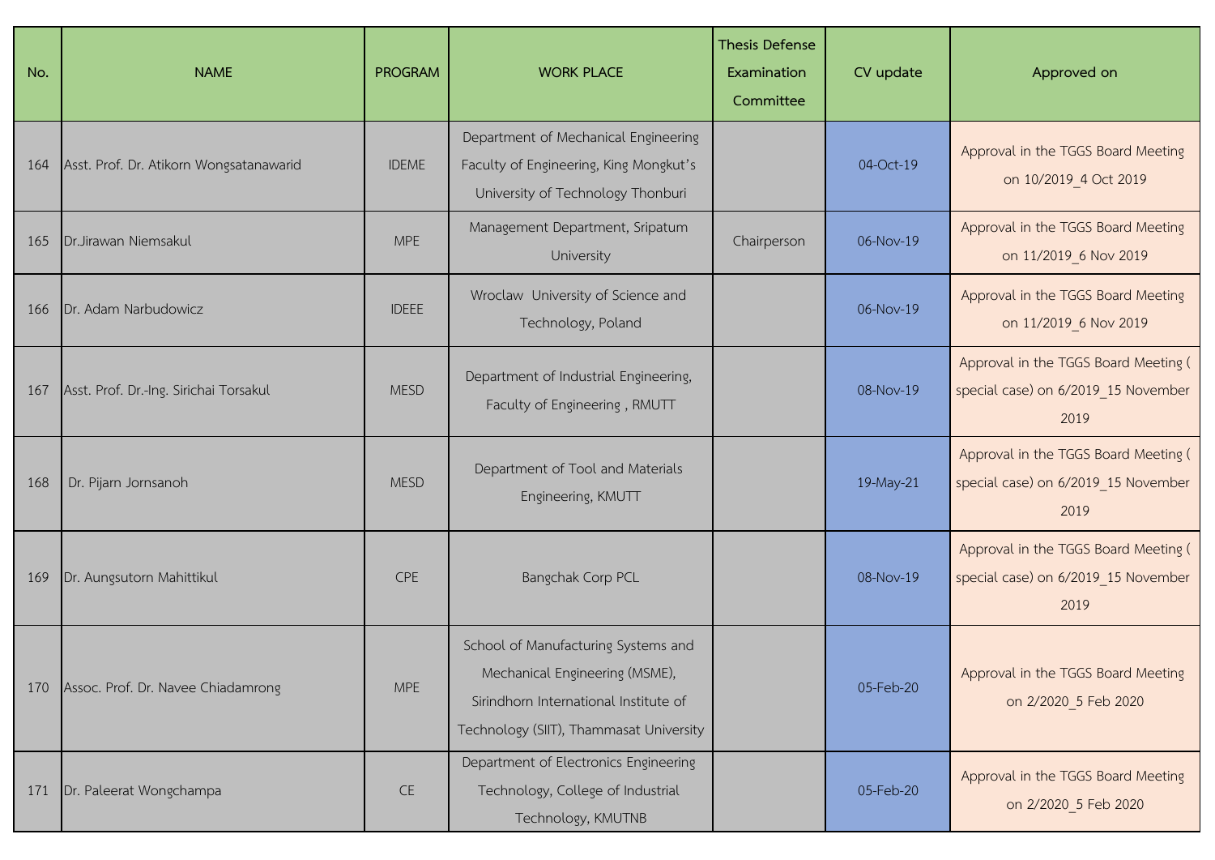| No. | NAME | PROGRAM | WORK PLACE | Thesis Defense Examination Committee | CV update | Approved on |
|---|---|---|---|---|---|---|
| 164 | Asst. Prof. Dr. Atikorn Wongsatanawarid | IDEME | Department of Mechanical Engineering Faculty of Engineering, King Mongkut's University of Technology Thonburi | | 04-Oct-19 | Approval in the TGGS Board Meeting on 10/2019_4 Oct 2019 |
| 165 | Dr.Jirawan Niemsakul | MPE | Management Department, Sripatum University | Chairperson | 06-Nov-19 | Approval in the TGGS Board Meeting on 11/2019_6 Nov 2019 |
| 166 | Dr. Adam Narbudowicz | IDEEE | Wroclaw University of Science and Technology, Poland | | 06-Nov-19 | Approval in the TGGS Board Meeting on 11/2019_6 Nov 2019 |
| 167 | Asst. Prof. Dr.-Ing. Sirichai Torsakul | MESD | Department of Industrial Engineering, Faculty of Engineering , RMUTT | | 08-Nov-19 | Approval in the TGGS Board Meeting ( special case) on 6/2019_15 November 2019 |
| 168 | Dr. Pijarn Jornsanoh | MESD | Department of Tool and Materials Engineering, KMUTT | | 19-May-21 | Approval in the TGGS Board Meeting ( special case) on 6/2019_15 November 2019 |
| 169 | Dr. Aungsutorn Mahittikul | CPE | Bangchak Corp PCL | | 08-Nov-19 | Approval in the TGGS Board Meeting ( special case) on 6/2019_15 November 2019 |
| 170 | Assoc. Prof. Dr. Navee Chiadamrong | MPE | School of Manufacturing Systems and Mechanical Engineering (MSME), Sirindhorn International Institute of Technology (SIIT), Thammasat University | | 05-Feb-20 | Approval in the TGGS Board Meeting on 2/2020_5 Feb 2020 |
| 171 | Dr. Paleerat Wongchampa | CE | Department of Electronics Engineering Technology, College of Industrial Technology, KMUTNB | | 05-Feb-20 | Approval in the TGGS Board Meeting on 2/2020_5 Feb 2020 |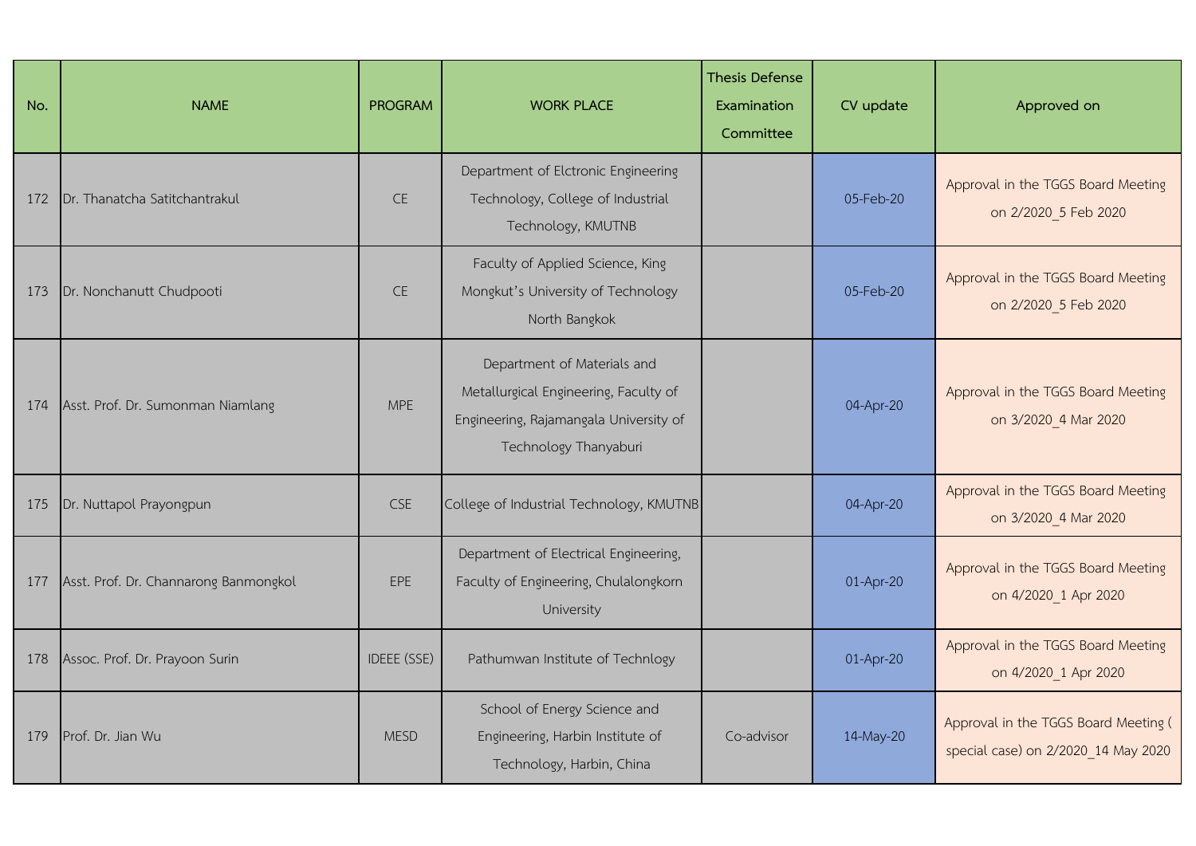| No. | NAME | PROGRAM | WORK PLACE | Thesis Defense Examination Committee | CV update | Approved on |
|---|---|---|---|---|---|---|
| 172 | Dr. Thanatcha Satitchantrakul | CE | Department of Elctronic Engineering Technology, College of Industrial Technology, KMUTNB | | 05-Feb-20 | Approval in the TGGS Board Meeting on 2/2020_5 Feb 2020 |
| 173 | Dr. Nonchanutt Chudpooti | CE | Faculty of Applied Science, King Mongkut's University of Technology North Bangkok | | 05-Feb-20 | Approval in the TGGS Board Meeting on 2/2020_5 Feb 2020 |
| 174 | Asst. Prof. Dr. Sumonman Niamlang | MPE | Department of Materials and Metallurgical Engineering, Faculty of Engineering, Rajamangala University of Technology Thanyaburi | | 04-Apr-20 | Approval in the TGGS Board Meeting on 3/2020_4 Mar 2020 |
| 175 | Dr. Nuttapol Prayongpun | CSE | College of Industrial Technology, KMUTNB | | 04-Apr-20 | Approval in the TGGS Board Meeting on 3/2020_4 Mar 2020 |
| 177 | Asst. Prof. Dr. Channarong Banmongkol | EPE | Department of Electrical Engineering, Faculty of Engineering, Chulalongkorn University | | 01-Apr-20 | Approval in the TGGS Board Meeting on 4/2020_1 Apr 2020 |
| 178 | Assoc. Prof. Dr. Prayoon Surin | IDEEE (SSE) | Pathumwan Institute of Technlogy | | 01-Apr-20 | Approval in the TGGS Board Meeting on 4/2020_1 Apr 2020 |
| 179 | Prof. Dr. Jian Wu | MESD | School of Energy Science and Engineering, Harbin Institute of Technology, Harbin, China | Co-advisor | 14-May-20 | Approval in the TGGS Board Meeting ( special case) on 2/2020_14 May 2020 |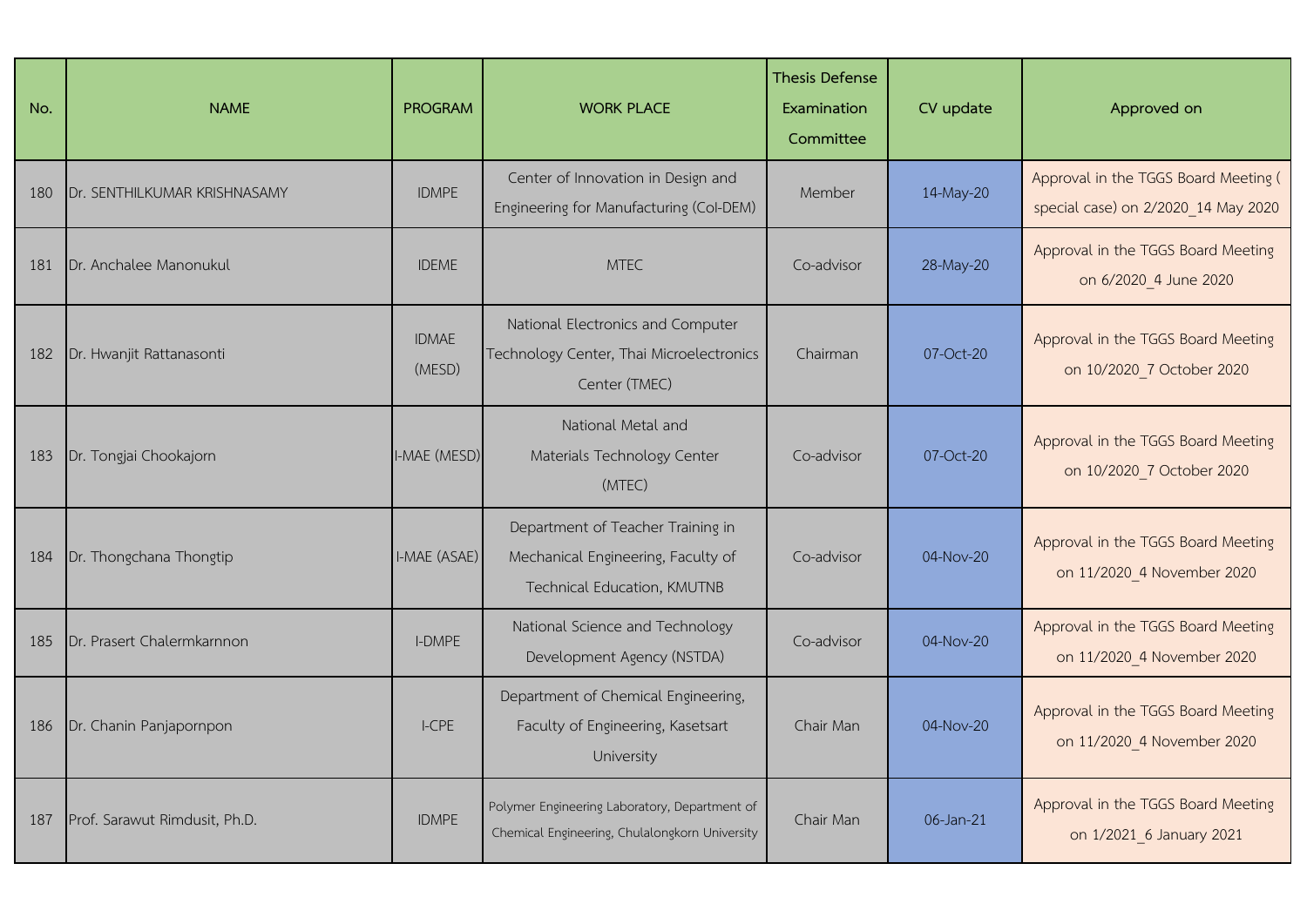| No. | NAME | PROGRAM | WORK PLACE | Thesis Defense Examination Committee | CV update | Approved on |
|---|---|---|---|---|---|---|
| 180 | Dr. SENTHILKUMAR KRISHNASAMY | IDMPE | Center of Innovation in Design and Engineering for Manufacturing (CoI-DEM) | Member | 14-May-20 | Approval in the TGGS Board Meeting ( special case) on 2/2020_14 May 2020 |
| 181 | Dr. Anchalee Manonukul | IDEME | MTEC | Co-advisor | 28-May-20 | Approval in the TGGS Board Meeting on 6/2020_4 June 2020 |
| 182 | Dr. Hwanjit Rattanasonti | IDMAE (MESD) | National Electronics and Computer Technology Center, Thai Microelectronics Center (TMEC) | Chairman | 07-Oct-20 | Approval in the TGGS Board Meeting on 10/2020_7 October 2020 |
| 183 | Dr. Tongjai Chookajorn | I-MAE (MESD) | National Metal and Materials Technology Center (MTEC) | Co-advisor | 07-Oct-20 | Approval in the TGGS Board Meeting on 10/2020_7 October 2020 |
| 184 | Dr. Thongchana Thongtip | I-MAE (ASAE) | Department of Teacher Training in Mechanical Engineering, Faculty of Technical Education, KMUTNB | Co-advisor | 04-Nov-20 | Approval in the TGGS Board Meeting on 11/2020_4 November 2020 |
| 185 | Dr. Prasert Chalermkarnnon | I-DMPE | National Science and Technology Development Agency (NSTDA) | Co-advisor | 04-Nov-20 | Approval in the TGGS Board Meeting on 11/2020_4 November 2020 |
| 186 | Dr. Chanin Panjapornpon | I-CPE | Department of Chemical Engineering, Faculty of Engineering, Kasetsart University | Chair Man | 04-Nov-20 | Approval in the TGGS Board Meeting on 11/2020_4 November 2020 |
| 187 | Prof. Sarawut Rimdusit, Ph.D. | IDMPE | Polymer Engineering Laboratory, Department of Chemical Engineering, Chulalongkorn University | Chair Man | 06-Jan-21 | Approval in the TGGS Board Meeting on 1/2021_6 January 2021 |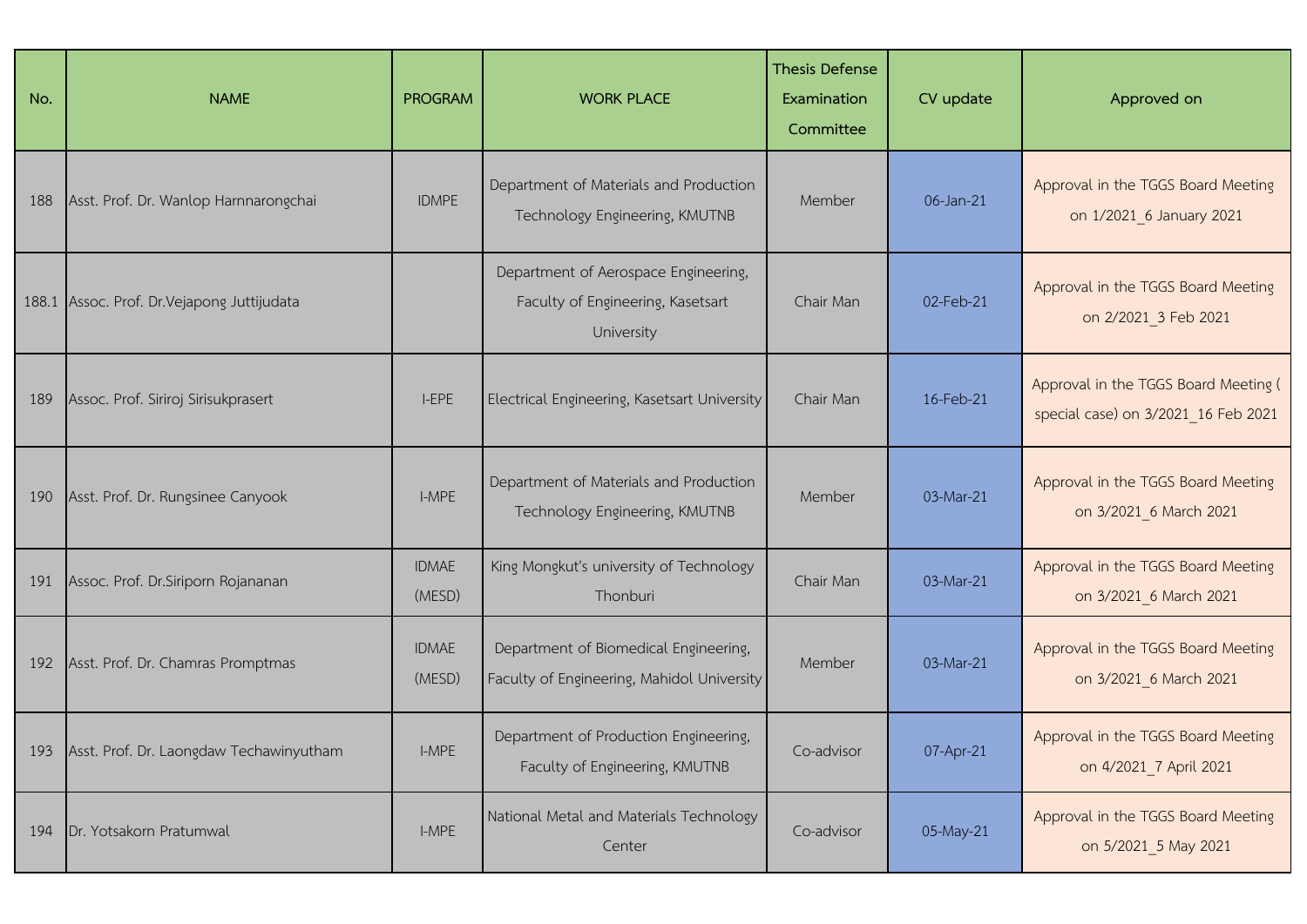| No. | NAME | PROGRAM | WORK PLACE | Thesis Defense Examination Committee | CV update | Approved on |
| --- | --- | --- | --- | --- | --- | --- |
| 188 | Asst. Prof. Dr. Wanlop Harnnarongchai | IDMPE | Department of Materials and Production Technology Engineering, KMUTNB | Member | 06-Jan-21 | Approval in the TGGS Board Meeting on 1/2021_6 January 2021 |
| 188.1 | Assoc. Prof. Dr.Vejapong Juttijudata | | Department of Aerospace Engineering, Faculty of Engineering, Kasetsart University | Chair Man | 02-Feb-21 | Approval in the TGGS Board Meeting on 2/2021_3 Feb 2021 |
| 189 | Assoc. Prof. Siriroj Sirisukprasert | I-EPE | Electrical Engineering, Kasetsart University | Chair Man | 16-Feb-21 | Approval in the TGGS Board Meeting ( special case) on 3/2021_16 Feb 2021 |
| 190 | Asst. Prof. Dr. Rungsinee Canyook | I-MPE | Department of Materials and Production Technology Engineering, KMUTNB | Member | 03-Mar-21 | Approval in the TGGS Board Meeting on 3/2021_6 March 2021 |
| 191 | Assoc. Prof. Dr.Siriporn Rojananan | IDMAE (MESD) | King Mongkut's university of Technology Thonburi | Chair Man | 03-Mar-21 | Approval in the TGGS Board Meeting on 3/2021_6 March 2021 |
| 192 | Asst. Prof. Dr. Chamras Promptmas | IDMAE (MESD) | Department of Biomedical Engineering, Faculty of Engineering, Mahidol University | Member | 03-Mar-21 | Approval in the TGGS Board Meeting on 3/2021_6 March 2021 |
| 193 | Asst. Prof. Dr. Laongdaw Techawinyutham | I-MPE | Department of Production Engineering, Faculty of Engineering, KMUTNB | Co-advisor | 07-Apr-21 | Approval in the TGGS Board Meeting on 4/2021_7 April 2021 |
| 194 | Dr. Yotsakorn Pratumwal | I-MPE | National Metal and Materials Technology Center | Co-advisor | 05-May-21 | Approval in the TGGS Board Meeting on 5/2021_5 May 2021 |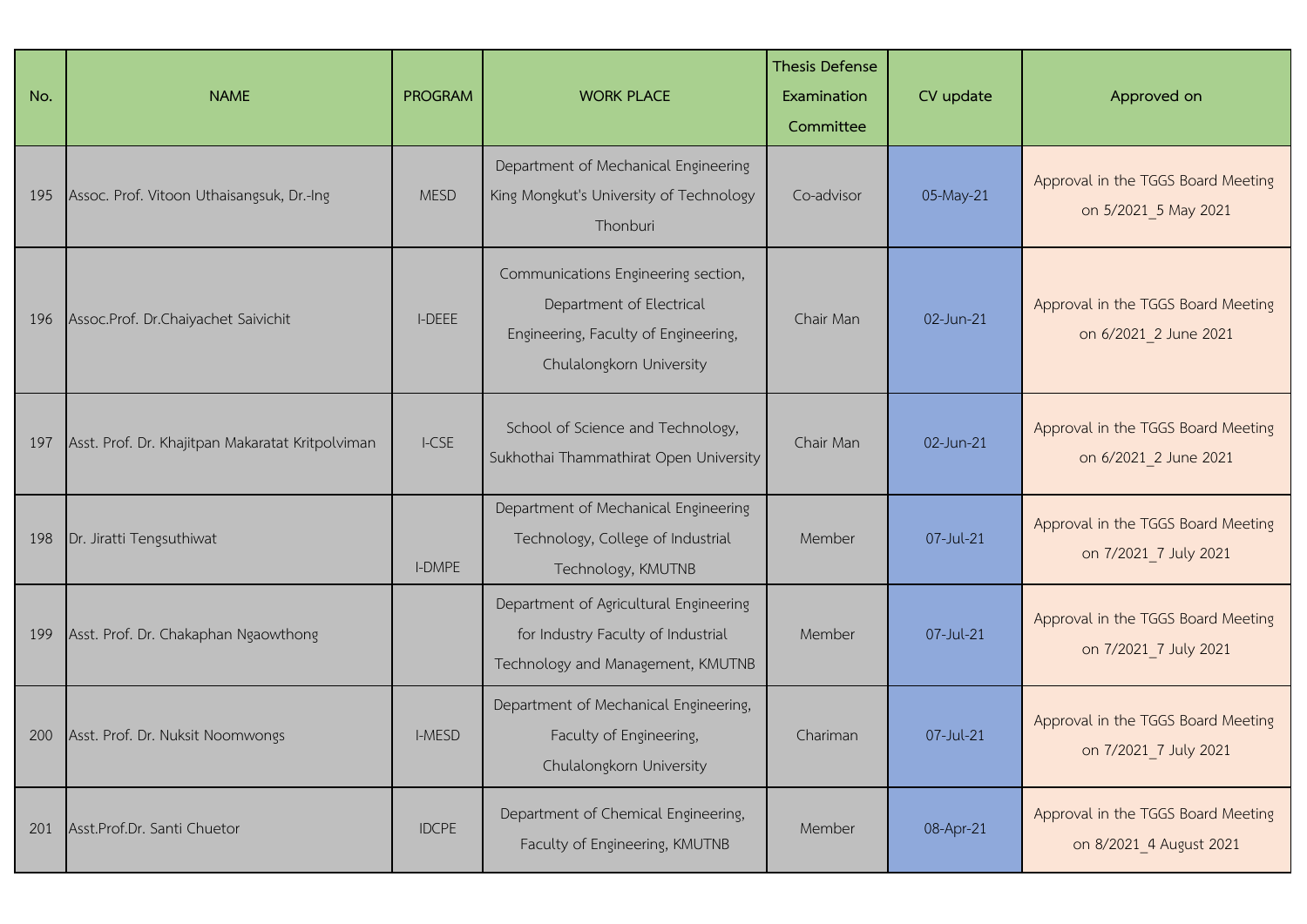| No. | NAME | PROGRAM | WORK PLACE | Thesis Defense Examination Committee | CV update | Approved on |
|---|---|---|---|---|---|---|
| 195 | Assoc. Prof. Vitoon Uthaisangsuk, Dr.-Ing | MESD | Department of Mechanical Engineering King Mongkut's University of Technology Thonburi | Co-advisor | 05-May-21 | Approval in the TGGS Board Meeting on 5/2021_5 May 2021 |
| 196 | Assoc.Prof. Dr.Chaiyachet Saivichit | I-DEEE | Communications Engineering section, Department of Electrical Engineering, Faculty of Engineering, Chulalongkorn University | Chair Man | 02-Jun-21 | Approval in the TGGS Board Meeting on 6/2021_2 June 2021 |
| 197 | Asst. Prof. Dr. Khajitpan Makaratat Kritpolviman | I-CSE | School of Science and Technology, Sukhothai Thammathirat Open University | Chair Man | 02-Jun-21 | Approval in the TGGS Board Meeting on 6/2021_2 June 2021 |
| 198 | Dr. Jiratti Tengsuthiwat | I-DMPE | Department of Mechanical Engineering Technology, College of Industrial Technology, KMUTNB | Member | 07-Jul-21 | Approval in the TGGS Board Meeting on 7/2021_7 July 2021 |
| 199 | Asst. Prof. Dr. Chakaphan Ngaowthong | | Department of Agricultural Engineering for Industry Faculty of Industrial Technology and Management, KMUTNB | Member | 07-Jul-21 | Approval in the TGGS Board Meeting on 7/2021_7 July 2021 |
| 200 | Asst. Prof. Dr. Nuksit Noomwongs | I-MESD | Department of Mechanical Engineering, Faculty of Engineering, Chulalongkorn University | Chariman | 07-Jul-21 | Approval in the TGGS Board Meeting on 7/2021_7 July 2021 |
| 201 | Asst.Prof.Dr. Santi Chuetor | IDCPE | Department of Chemical Engineering, Faculty of Engineering, KMUTNB | Member | 08-Apr-21 | Approval in the TGGS Board Meeting on 8/2021_4 August 2021 |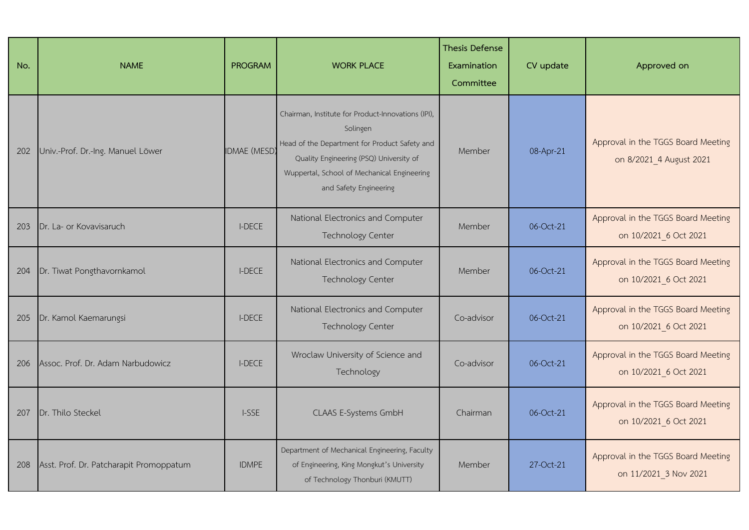| No. | NAME | PROGRAM | WORK PLACE | Thesis Defense Examination Committee | CV update | Approved on |
|---|---|---|---|---|---|---|
| 202 | Univ.-Prof. Dr.-Ing. Manuel Löwer | IDMAE (MESD) | Chairman, Institute for Product-Innovations (IPI), Solingen Head of the Department for Product Safety and Quality Engineering (PSQ) University of Wuppertal, School of Mechanical Engineering and Safety Engineering | Member | 08-Apr-21 | Approval in the TGGS Board Meeting on 8/2021_4 August 2021 |
| 203 | Dr. La- or Kovavisaruch | I-DECE | National Electronics and Computer Technology Center | Member | 06-Oct-21 | Approval in the TGGS Board Meeting on 10/2021_6 Oct 2021 |
| 204 | Dr. Tiwat Pongthavornkamol | I-DECE | National Electronics and Computer Technology Center | Member | 06-Oct-21 | Approval in the TGGS Board Meeting on 10/2021_6 Oct 2021 |
| 205 | Dr. Kamol Kaemarungsi | I-DECE | National Electronics and Computer Technology Center | Co-advisor | 06-Oct-21 | Approval in the TGGS Board Meeting on 10/2021_6 Oct 2021 |
| 206 | Assoc. Prof. Dr. Adam Narbudowicz | I-DECE | Wroclaw University of Science and Technology | Co-advisor | 06-Oct-21 | Approval in the TGGS Board Meeting on 10/2021_6 Oct 2021 |
| 207 | Dr. Thilo Steckel | I-SSE | CLAAS E-Systems GmbH | Chairman | 06-Oct-21 | Approval in the TGGS Board Meeting on 10/2021_6 Oct 2021 |
| 208 | Asst. Prof. Dr. Patcharapit Promoppatum | IDMPE | Department of Mechanical Engineering, Faculty of Engineering, King Mongkut's University of Technology Thonburi (KMUTT) | Member | 27-Oct-21 | Approval in the TGGS Board Meeting on 11/2021_3 Nov 2021 |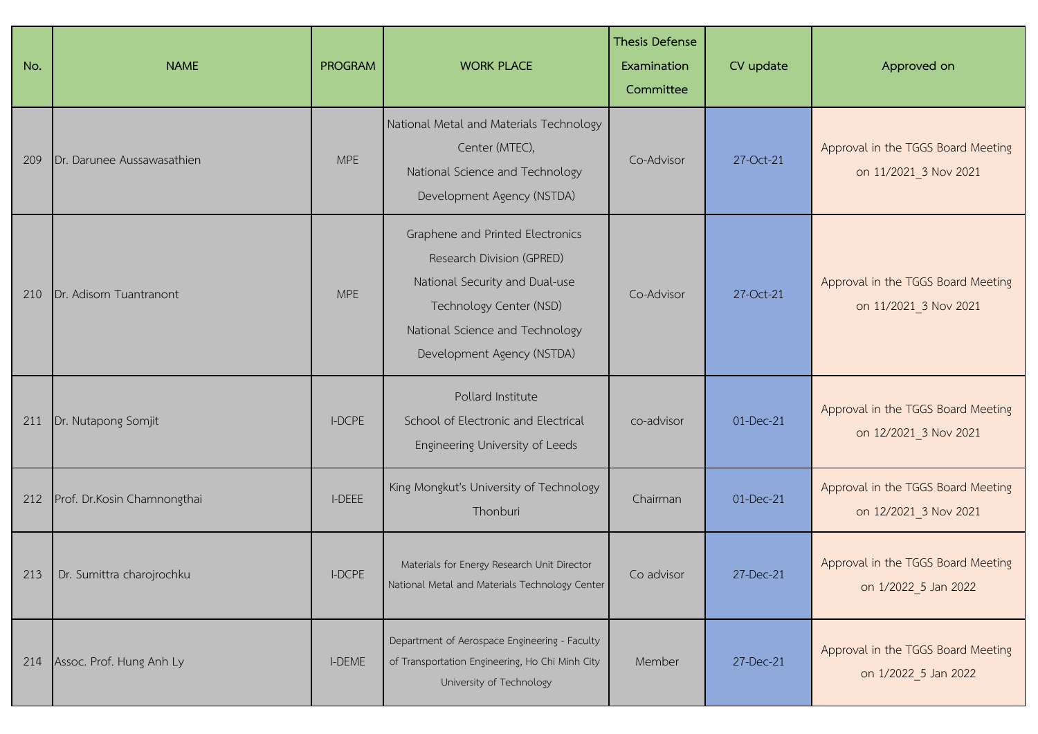| No. | NAME | PROGRAM | WORK PLACE | Thesis Defense Examination Committee | CV update | Approved on |
| --- | --- | --- | --- | --- | --- | --- |
| 209 | Dr. Darunee Aussawasathien | MPE | National Metal and Materials Technology Center (MTEC), National Science and Technology Development Agency (NSTDA) | Co-Advisor | 27-Oct-21 | Approval in the TGGS Board Meeting on 11/2021_3 Nov 2021 |
| 210 | Dr. Adisorn Tuantranont | MPE | Graphene and Printed Electronics Research Division (GPRED) National Security and Dual-use Technology Center (NSD) National Science and Technology Development Agency (NSTDA) | Co-Advisor | 27-Oct-21 | Approval in the TGGS Board Meeting on 11/2021_3 Nov 2021 |
| 211 | Dr. Nutapong Somjit | I-DCPE | Pollard Institute School of Electronic and Electrical Engineering University of Leeds | co-advisor | 01-Dec-21 | Approval in the TGGS Board Meeting on 12/2021_3 Nov 2021 |
| 212 | Prof. Dr.Kosin Chamnongthai | I-DEEE | King Mongkut's University of Technology Thonburi | Chairman | 01-Dec-21 | Approval in the TGGS Board Meeting on 12/2021_3 Nov 2021 |
| 213 | Dr. Sumittra charojrochku | I-DCPE | Materials for Energy Research Unit Director National Metal and Materials Technology Center | Co advisor | 27-Dec-21 | Approval in the TGGS Board Meeting on 1/2022_5 Jan 2022 |
| 214 | Assoc. Prof. Hung Anh Ly | I-DEME | Department of Aerospace Engineering - Faculty of Transportation Engineering, Ho Chi Minh City University of Technology | Member | 27-Dec-21 | Approval in the TGGS Board Meeting on 1/2022_5 Jan 2022 |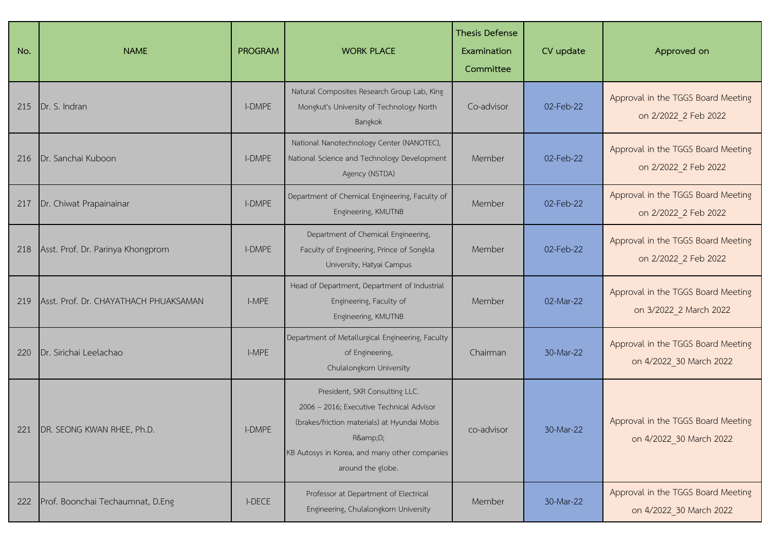| No. | NAME | PROGRAM | WORK PLACE | Thesis Defense Examination Committee | CV update | Approved on |
|---|---|---|---|---|---|---|
| 215 | Dr. S. Indran | I-DMPE | Natural Composites Research Group Lab, King Mongkut's University of Technology North Bangkok | Co-advisor | 02-Feb-22 | Approval in the TGGS Board Meeting on 2/2022_2 Feb 2022 |
| 216 | Dr. Sanchai Kuboon | I-DMPE | National Nanotechnology Center (NANOTEC), National Science and Technology Development Agency (NSTDA) | Member | 02-Feb-22 | Approval in the TGGS Board Meeting on 2/2022_2 Feb 2022 |
| 217 | Dr. Chiwat Prapainainar | I-DMPE | Department of Chemical Engineering, Faculty of Engineering, KMUTNB | Member | 02-Feb-22 | Approval in the TGGS Board Meeting on 2/2022_2 Feb 2022 |
| 218 | Asst. Prof. Dr. Parinya Khongprom | I-DMPE | Department of Chemical Engineering, Faculty of Engineering, Prince of Songkla University, Hatyai Campus | Member | 02-Feb-22 | Approval in the TGGS Board Meeting on 2/2022_2 Feb 2022 |
| 219 | Asst. Prof. Dr. CHAYATHACH PHUAKSAMAN | I-MPE | Head of Department, Department of Industrial Engineering, Faculty of Engineering, KMUTNB | Member | 02-Mar-22 | Approval in the TGGS Board Meeting on 3/2022_2 March 2022 |
| 220 | Dr. Sirichai Leelachao | I-MPE | Department of Metallurgical Engineering, Faculty of Engineering, Chulalongkorn University | Chairman | 30-Mar-22 | Approval in the TGGS Board Meeting on 4/2022_30 March 2022 |
| 221 | DR. SEONG KWAN RHEE, Ph.D. | I-DMPE | President, SKR Consulting LLC. 2006 – 2016; Executive Technical Advisor (brakes/friction materials) at Hyundai Mobis R&amp;D; KB Autosys in Korea, and many other companies around the globe. | co-advisor | 30-Mar-22 | Approval in the TGGS Board Meeting on 4/2022_30 March 2022 |
| 222 | Prof. Boonchai Techaumnat, D.Eng | I-DECE | Professor at Department of Electrical Engineering, Chulalongkorn University | Member | 30-Mar-22 | Approval in the TGGS Board Meeting on 4/2022_30 March 2022 |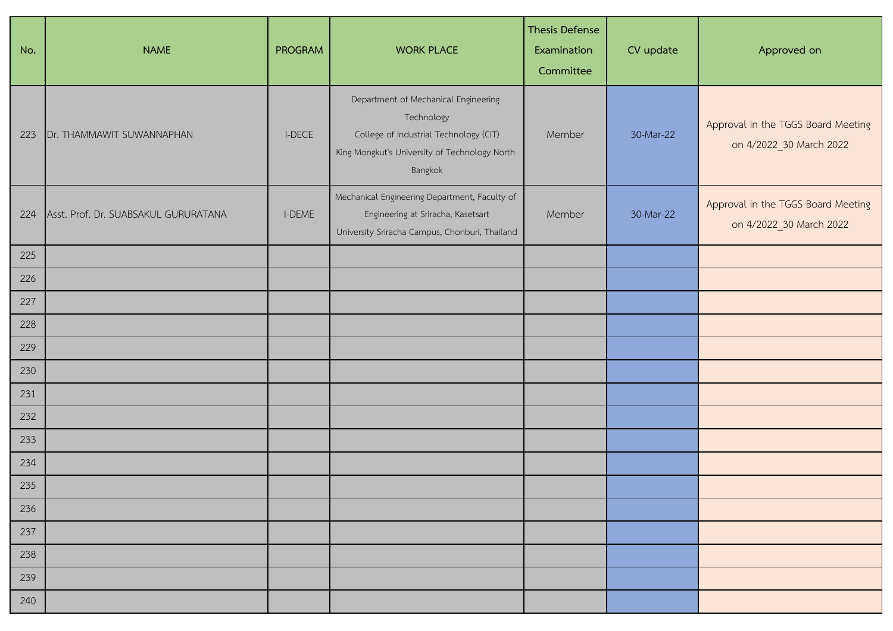| No. | NAME | PROGRAM | WORK PLACE | Thesis Defense Examination Committee | CV update | Approved on |
|---|---|---|---|---|---|---|
| 223 | Dr. THAMMAWIT SUWANNAPHAN | I-DECE | Department of Mechanical Engineering Technology College of Industrial Technology (CIT) King Mongkut's University of Technology North Bangkok | Member | 30-Mar-22 | Approval in the TGGS Board Meeting on 4/2022_30 March 2022 |
| 224 | Asst. Prof. Dr. SUABSAKUL GURURATANA | I-DEME | Mechanical Engineering Department, Faculty of Engineering at Sriracha, Kasetsart University Sriracha Campus, Chonburi, Thailand | Member | 30-Mar-22 | Approval in the TGGS Board Meeting on 4/2022_30 March 2022 |
| 225 | | | | | | |
| 226 | | | | | | |
| 227 | | | | | | |
| 228 | | | | | | |
| 229 | | | | | | |
| 230 | | | | | | |
| 231 | | | | | | |
| 232 | | | | | | |
| 233 | | | | | | |
| 234 | | | | | | |
| 235 | | | | | | |
| 236 | | | | | | |
| 237 | | | | | | |
| 238 | | | | | | |
| 239 | | | | | | |
| 240 | | | | | | |